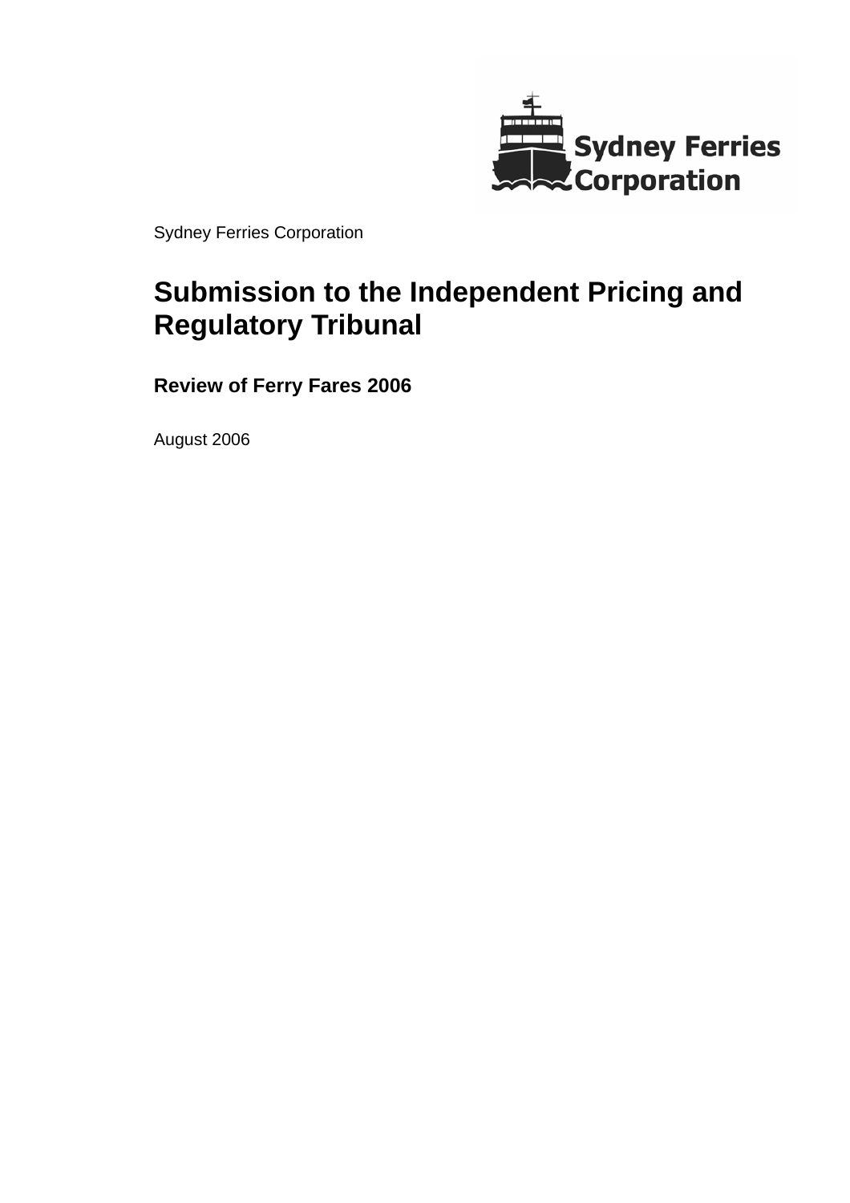Sydney Ferries Corporation

# Submission to the Independent Pricing and Regulatory Tribunal

## Review of Ferry Fares 2006

August 2006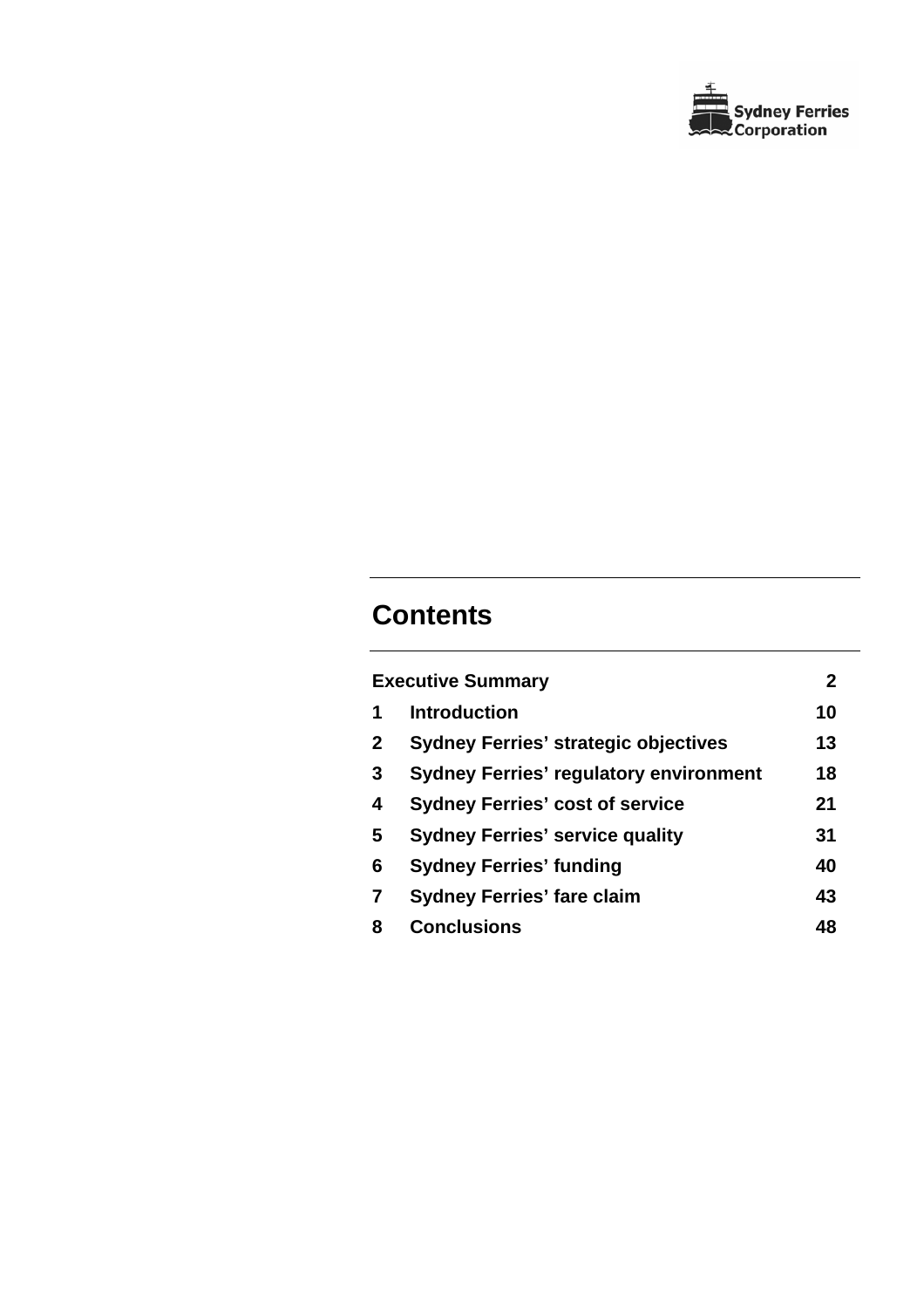## Contents

| | | |
|---|---|---|
| **Executive Summary** | | **2** |
| **1** | **Introduction** | **10** |
| **2** | **Sydney Ferries' strategic objectives** | **13** |
| **3** | **Sydney Ferries' regulatory environment** | **18** |
| **4** | **Sydney Ferries' cost of service** | **21** |
| **5** | **Sydney Ferries' service quality** | **31** |
| **6** | **Sydney Ferries' funding** | **40** |
| **7** | **Sydney Ferries' fare claim** | **43** |
| **8** | **Conclusions** | **48** |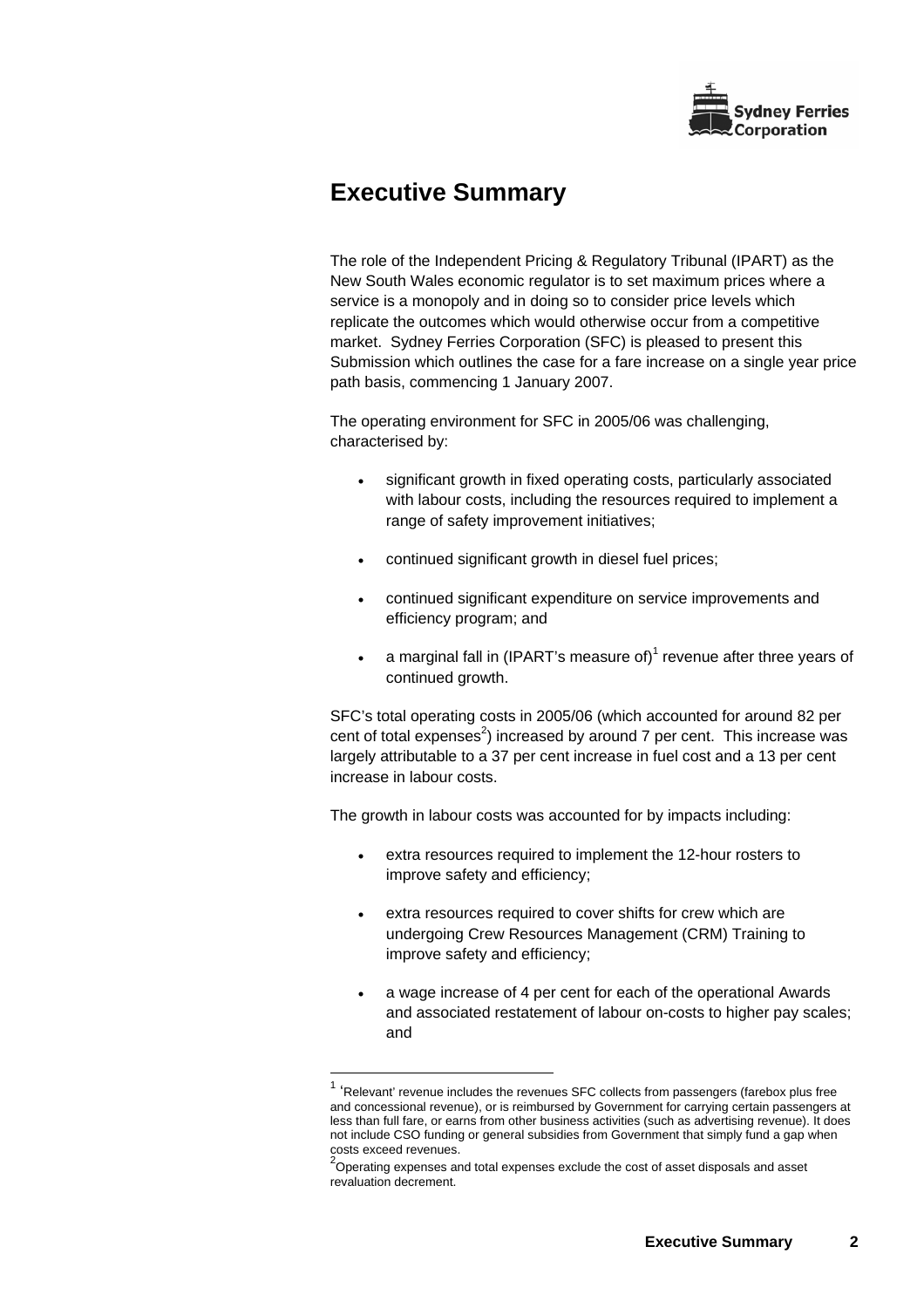# Executive Summary

The role of the Independent Pricing & Regulatory Tribunal (IPART) as the New South Wales economic regulator is to set maximum prices where a service is a monopoly and in doing so to consider price levels which replicate the outcomes which would otherwise occur from a competitive market. Sydney Ferries Corporation (SFC) is pleased to present this Submission which outlines the case for a fare increase on a single year price path basis, commencing 1 January 2007.

The operating environment for SFC in 2005/06 was challenging, characterised by:

- significant growth in fixed operating costs, particularly associated with labour costs, including the resources required to implement a range of safety improvement initiatives;
- continued significant growth in diesel fuel prices;
- continued significant expenditure on service improvements and efficiency program; and
- a marginal fall in (IPART's measure of)[1] revenue after three years of continued growth.

SFC's total operating costs in 2005/06 (which accounted for around 82 per cent of total expenses[2]) increased by around 7 per cent. This increase was largely attributable to a 37 per cent increase in fuel cost and a 13 per cent increase in labour costs.

The growth in labour costs was accounted for by impacts including:

- extra resources required to implement the 12-hour rosters to improve safety and efficiency;
- extra resources required to cover shifts for crew which are undergoing Crew Resources Management (CRM) Training to improve safety and efficiency;
- a wage increase of 4 per cent for each of the operational Awards and associated restatement of labour on-costs to higher pay scales; and

---

[1] 'Relevant' revenue includes the revenues SFC collects from passengers (farebox plus free and concessional revenue), or is reimbursed by Government for carrying certain passengers at less than full fare, or earns from other business activities (such as advertising revenue). It does not include CSO funding or general subsidies from Government that simply fund a gap when costs exceed revenues.

[2] Operating expenses and total expenses exclude the cost of asset disposals and asset revaluation decrement.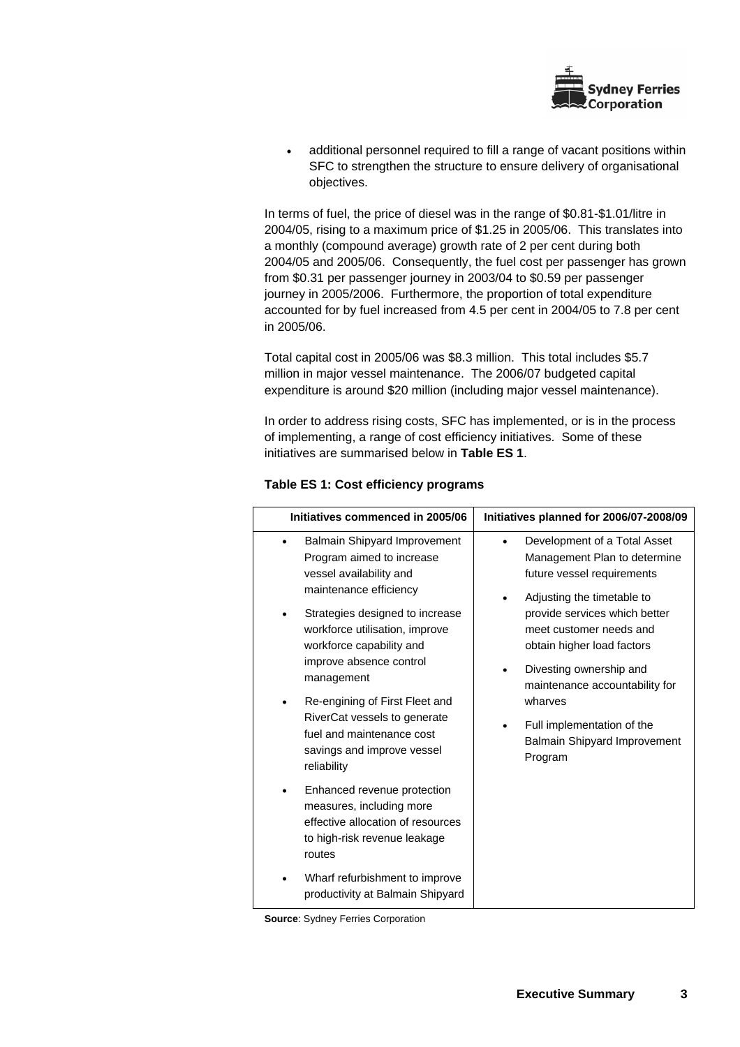- additional personnel required to fill a range of vacant positions within SFC to strengthen the structure to ensure delivery of organisational objectives.

In terms of fuel, the price of diesel was in the range of $0.81-$1.01/litre in 2004/05, rising to a maximum price of $1.25 in 2005/06. This translates into a monthly (compound average) growth rate of 2 per cent during both 2004/05 and 2005/06. Consequently, the fuel cost per passenger has grown from $0.31 per passenger journey in 2003/04 to $0.59 per passenger journey in 2005/2006. Furthermore, the proportion of total expenditure accounted for by fuel increased from 4.5 per cent in 2004/05 to 7.8 per cent in 2005/06.

Total capital cost in 2005/06 was $8.3 million. This total includes $5.7 million in major vessel maintenance. The 2006/07 budgeted capital expenditure is around $20 million (including major vessel maintenance).

In order to address rising costs, SFC has implemented, or is in the process of implementing, a range of cost efficiency initiatives. Some of these initiatives are summarised below in **Table ES 1**.

**Table ES 1: Cost efficiency programs**

| Initiatives commenced in 2005/06 | Initiatives planned for 2006/07-2008/09 |
|---|---|
| • Balmain Shipyard Improvement Program aimed to increase vessel availability and maintenance efficiency<br>• Strategies designed to increase workforce utilisation, improve workforce capability and improve absence control management<br>• Re-engining of First Fleet and RiverCat vessels to generate fuel and maintenance cost savings and improve vessel reliability<br>• Enhanced revenue protection measures, including more effective allocation of resources to high-risk revenue leakage routes<br>• Wharf refurbishment to improve productivity at Balmain Shipyard | • Development of a Total Asset Management Plan to determine future vessel requirements<br>• Adjusting the timetable to provide services which better meet customer needs and obtain higher load factors<br>• Divesting ownership and maintenance accountability for wharves<br>• Full implementation of the Balmain Shipyard Improvement Program |

**Source**: Sydney Ferries Corporation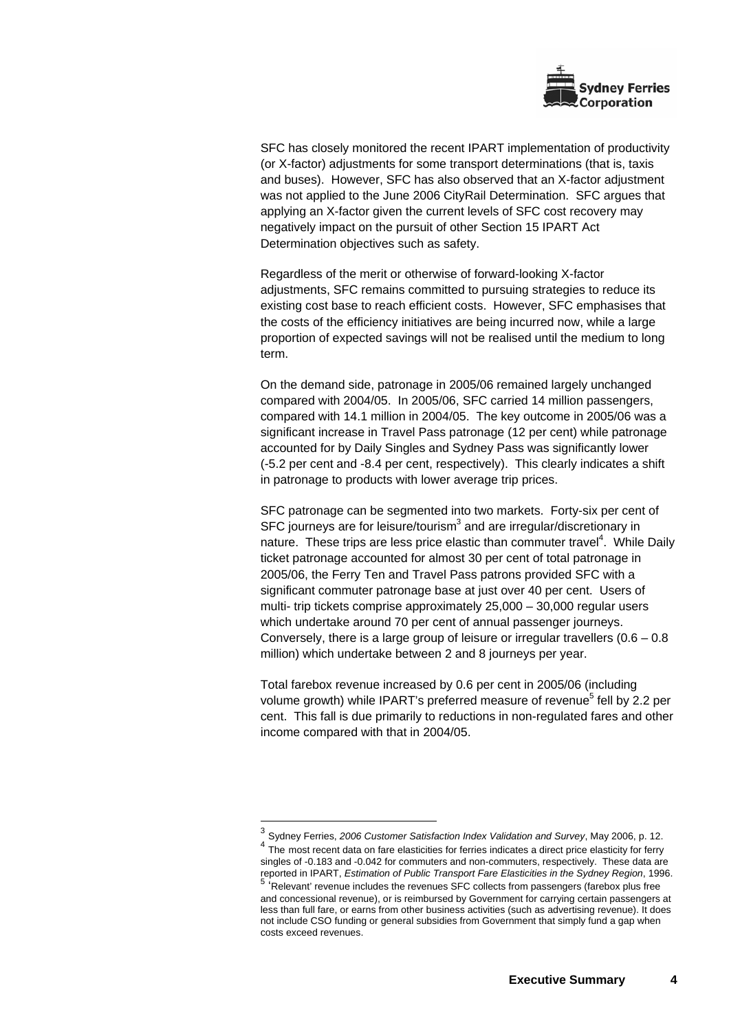SFC has closely monitored the recent IPART implementation of productivity (or X-factor) adjustments for some transport determinations (that is, taxis and buses). However, SFC has also observed that an X-factor adjustment was not applied to the June 2006 CityRail Determination. SFC argues that applying an X-factor given the current levels of SFC cost recovery may negatively impact on the pursuit of other Section 15 IPART Act Determination objectives such as safety.

Regardless of the merit or otherwise of forward-looking X-factor adjustments, SFC remains committed to pursuing strategies to reduce its existing cost base to reach efficient costs. However, SFC emphasises that the costs of the efficiency initiatives are being incurred now, while a large proportion of expected savings will not be realised until the medium to long term.

On the demand side, patronage in 2005/06 remained largely unchanged compared with 2004/05. In 2005/06, SFC carried 14 million passengers, compared with 14.1 million in 2004/05. The key outcome in 2005/06 was a significant increase in Travel Pass patronage (12 per cent) while patronage accounted for by Daily Singles and Sydney Pass was significantly lower (-5.2 per cent and -8.4 per cent, respectively). This clearly indicates a shift in patronage to products with lower average trip prices.

SFC patronage can be segmented into two markets. Forty-six per cent of SFC journeys are for leisure/tourism[3] and are irregular/discretionary in nature. These trips are less price elastic than commuter travel[4]. While Daily ticket patronage accounted for almost 30 per cent of total patronage in 2005/06, the Ferry Ten and Travel Pass patrons provided SFC with a significant commuter patronage base at just over 40 per cent. Users of multi- trip tickets comprise approximately 25,000 – 30,000 regular users which undertake around 70 per cent of annual passenger journeys. Conversely, there is a large group of leisure or irregular travellers (0.6 – 0.8 million) which undertake between 2 and 8 journeys per year.

Total farebox revenue increased by 0.6 per cent in 2005/06 (including volume growth) while IPART's preferred measure of revenue[5] fell by 2.2 per cent. This fall is due primarily to reductions in non-regulated fares and other income compared with that in 2004/05.

---

[3] Sydney Ferries, *2006 Customer Satisfaction Index Validation and Survey*, May 2006, p. 12.

[4] The most recent data on fare elasticities for ferries indicates a direct price elasticity for ferry singles of -0.183 and -0.042 for commuters and non-commuters, respectively. These data are reported in IPART, *Estimation of Public Transport Fare Elasticities in the Sydney Region*, 1996.

[5] 'Relevant' revenue includes the revenues SFC collects from passengers (farebox plus free and concessional revenue), or is reimbursed by Government for carrying certain passengers at less than full fare, or earns from other business activities (such as advertising revenue). It does not include CSO funding or general subsidies from Government that simply fund a gap when costs exceed revenues.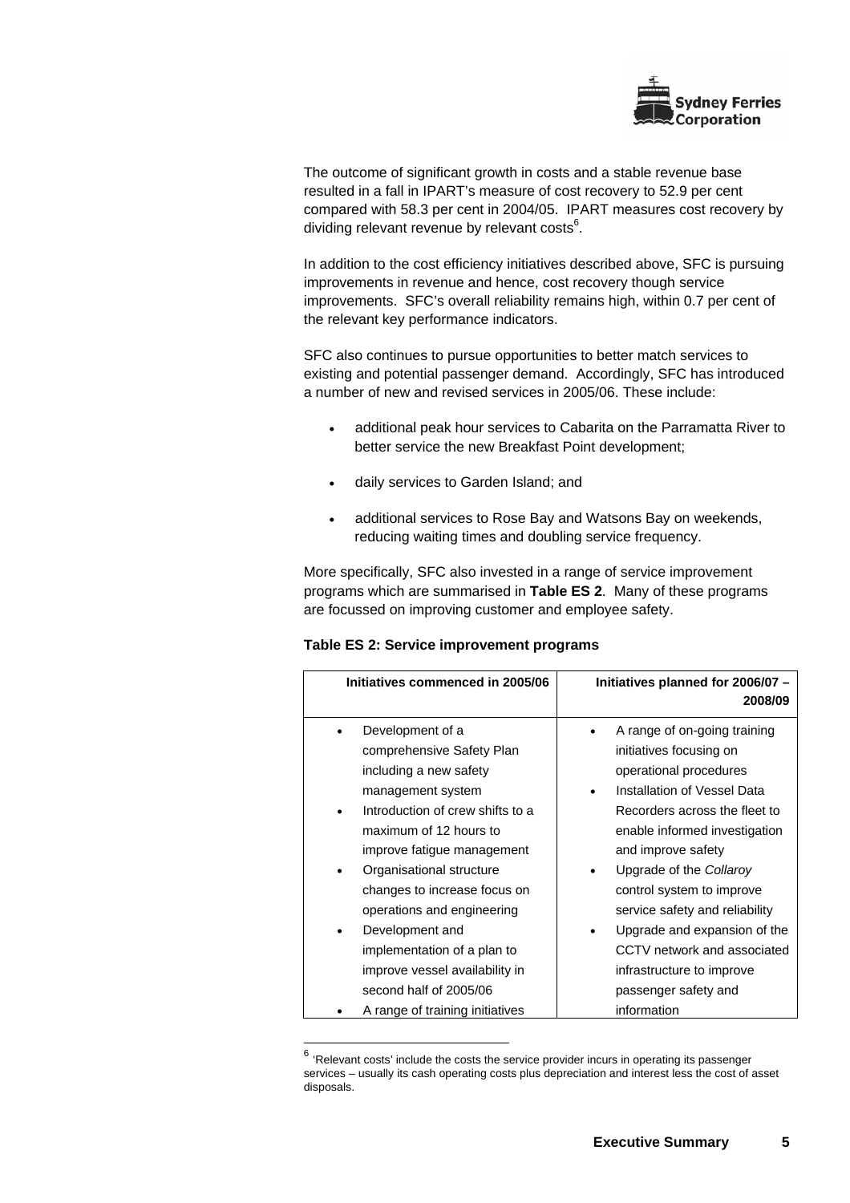The outcome of significant growth in costs and a stable revenue base resulted in a fall in IPART's measure of cost recovery to 52.9 per cent compared with 58.3 per cent in 2004/05. IPART measures cost recovery by dividing relevant revenue by relevant costs[6].

In addition to the cost efficiency initiatives described above, SFC is pursuing improvements in revenue and hence, cost recovery though service improvements. SFC's overall reliability remains high, within 0.7 per cent of the relevant key performance indicators.

SFC also continues to pursue opportunities to better match services to existing and potential passenger demand. Accordingly, SFC has introduced a number of new and revised services in 2005/06. These include:

- additional peak hour services to Cabarita on the Parramatta River to better service the new Breakfast Point development;
- daily services to Garden Island; and
- additional services to Rose Bay and Watsons Bay on weekends, reducing waiting times and doubling service frequency.

More specifically, SFC also invested in a range of service improvement programs which are summarised in **Table ES 2**. Many of these programs are focussed on improving customer and employee safety.

**Table ES 2: Service improvement programs**

| Initiatives commenced in 2005/06 | Initiatives planned for 2006/07 – 2008/09 |
|---|---|
| • Development of a comprehensive Safety Plan including a new safety management system<br>• Introduction of crew shifts to a maximum of 12 hours to improve fatigue management<br>• Organisational structure changes to increase focus on operations and engineering<br>• Development and implementation of a plan to improve vessel availability in second half of 2005/06<br>• A range of training initiatives | • A range of on-going training initiatives focusing on operational procedures<br>• Installation of Vessel Data Recorders across the fleet to enable informed investigation and improve safety<br>• Upgrade of the *Collaroy* control system to improve service safety and reliability<br>• Upgrade and expansion of the CCTV network and associated infrastructure to improve passenger safety and information |

[6] 'Relevant costs' include the costs the service provider incurs in operating its passenger services – usually its cash operating costs plus depreciation and interest less the cost of asset disposals.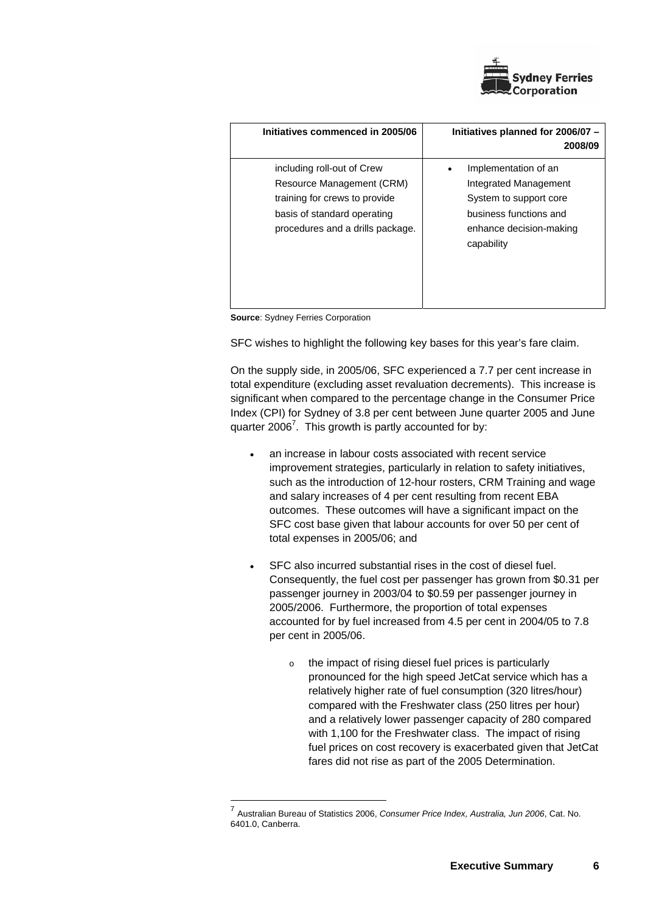| Initiatives commenced in 2005/06 | Initiatives planned for 2006/07 – 2008/09 |
|---|---|
| including roll-out of Crew Resource Management (CRM) training for crews to provide basis of standard operating procedures and a drills package. | • Implementation of an Integrated Management System to support core business functions and enhance decision-making capability |

**Source**: Sydney Ferries Corporation

SFC wishes to highlight the following key bases for this year's fare claim.

On the supply side, in 2005/06, SFC experienced a 7.7 per cent increase in total expenditure (excluding asset revaluation decrements). This increase is significant when compared to the percentage change in the Consumer Price Index (CPI) for Sydney of 3.8 per cent between June quarter 2005 and June quarter 2006[7]. This growth is partly accounted for by:

- an increase in labour costs associated with recent service improvement strategies, particularly in relation to safety initiatives, such as the introduction of 12-hour rosters, CRM Training and wage and salary increases of 4 per cent resulting from recent EBA outcomes. These outcomes will have a significant impact on the SFC cost base given that labour accounts for over 50 per cent of total expenses in 2005/06; and

- SFC also incurred substantial rises in the cost of diesel fuel. Consequently, the fuel cost per passenger has grown from $0.31 per passenger journey in 2003/04 to $0.59 per passenger journey in 2005/2006. Furthermore, the proportion of total expenses accounted for by fuel increased from 4.5 per cent in 2004/05 to 7.8 per cent in 2005/06.

    - the impact of rising diesel fuel prices is particularly pronounced for the high speed JetCat service which has a relatively higher rate of fuel consumption (320 litres/hour) compared with the Freshwater class (250 litres per hour) and a relatively lower passenger capacity of 280 compared with 1,100 for the Freshwater class. The impact of rising fuel prices on cost recovery is exacerbated given that JetCat fares did not rise as part of the 2005 Determination.

[7] Australian Bureau of Statistics 2006, *Consumer Price Index, Australia, Jun 2006*, Cat. No. 6401.0, Canberra.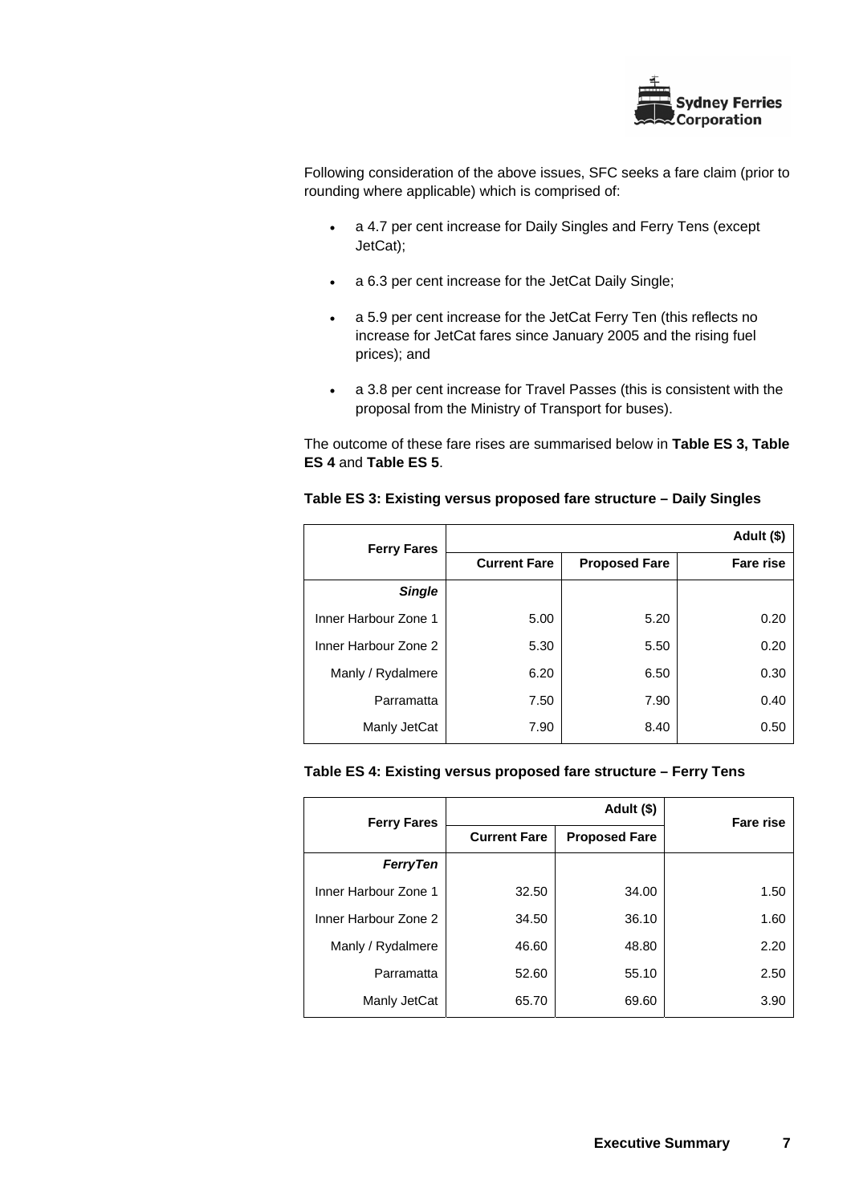Following consideration of the above issues, SFC seeks a fare claim (prior to rounding where applicable) which is comprised of:

- a 4.7 per cent increase for Daily Singles and Ferry Tens (except JetCat);
- a 6.3 per cent increase for the JetCat Daily Single;
- a 5.9 per cent increase for the JetCat Ferry Ten (this reflects no increase for JetCat fares since January 2005 and the rising fuel prices); and
- a 3.8 per cent increase for Travel Passes (this is consistent with the proposal from the Ministry of Transport for buses).

The outcome of these fare rises are summarised below in **Table ES 3, Table ES 4** and **Table ES 5**.

**Table ES 3: Existing versus proposed fare structure – Daily Singles**

| Ferry Fares | | | Adult ($) |
|---|---|---|---|
| | Current Fare | Proposed Fare | Fare rise |
| ***Single*** | | | |
| Inner Harbour Zone 1 | 5.00 | 5.20 | 0.20 |
| Inner Harbour Zone 2 | 5.30 | 5.50 | 0.20 |
| Manly / Rydalmere | 6.20 | 6.50 | 0.30 |
| Parramatta | 7.50 | 7.90 | 0.40 |
| Manly JetCat | 7.90 | 8.40 | 0.50 |

**Table ES 4: Existing versus proposed fare structure – Ferry Tens**

| Ferry Fares | Adult ($) | | Fare rise |
|---|---|---|---|
| | Current Fare | Proposed Fare | |
| ***FerryTen*** | | | |
| Inner Harbour Zone 1 | 32.50 | 34.00 | 1.50 |
| Inner Harbour Zone 2 | 34.50 | 36.10 | 1.60 |
| Manly / Rydalmere | 46.60 | 48.80 | 2.20 |
| Parramatta | 52.60 | 55.10 | 2.50 |
| Manly JetCat | 65.70 | 69.60 | 3.90 |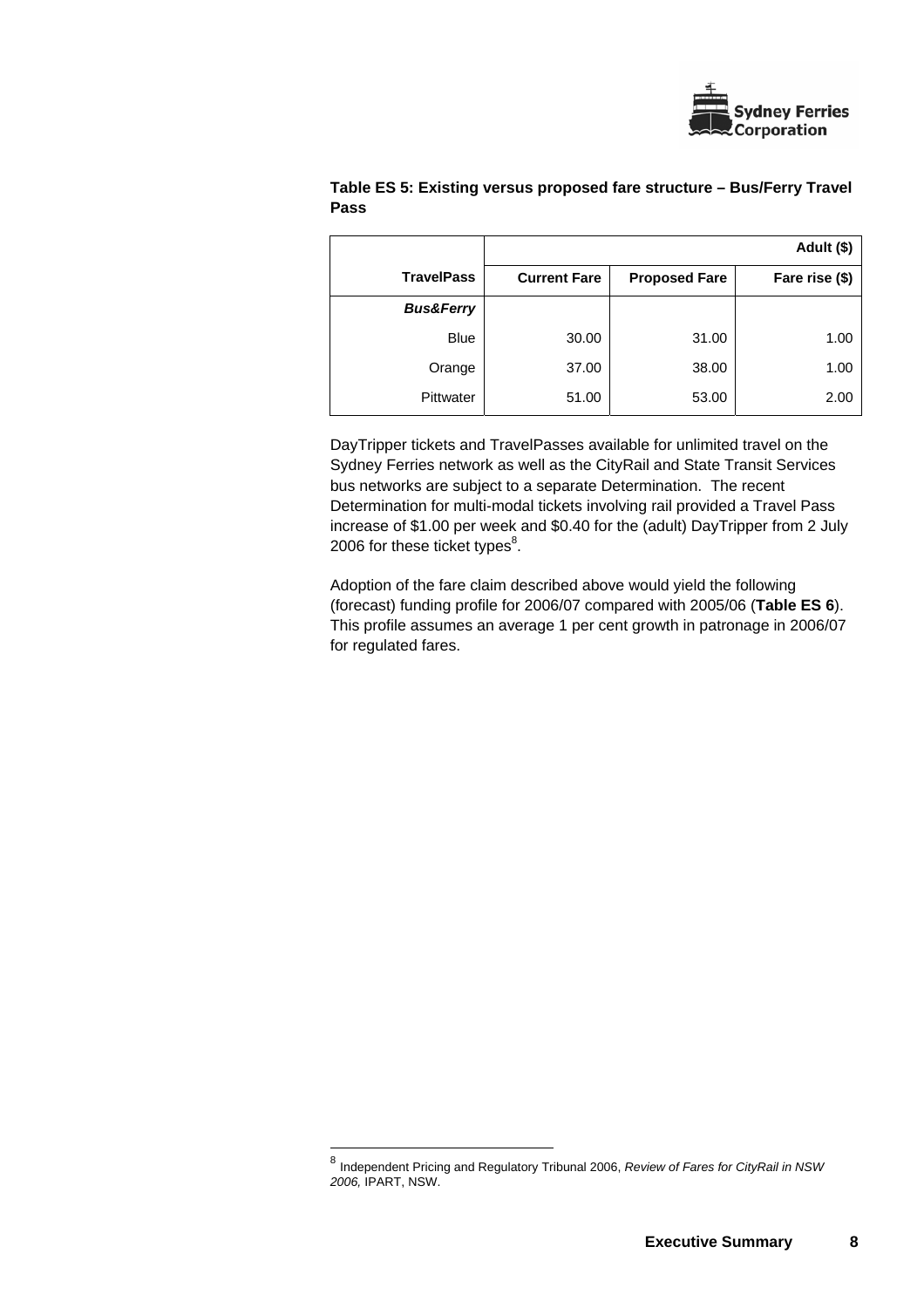**Table ES 5: Existing versus proposed fare structure – Bus/Ferry Travel Pass**

| | | | Adult ($) |
|---:|---:|---:|---:|
| **TravelPass** | **Current Fare** | **Proposed Fare** | **Fare rise ($)** |
| ***Bus&Ferry*** | | | |
| Blue | 30.00 | 31.00 | 1.00 |
| Orange | 37.00 | 38.00 | 1.00 |
| Pittwater | 51.00 | 53.00 | 2.00 |

DayTripper tickets and TravelPasses available for unlimited travel on the Sydney Ferries network as well as the CityRail and State Transit Services bus networks are subject to a separate Determination. The recent Determination for multi-modal tickets involving rail provided a Travel Pass increase of $1.00 per week and $0.40 for the (adult) DayTripper from 2 July 2006 for these ticket types[8].

Adoption of the fare claim described above would yield the following (forecast) funding profile for 2006/07 compared with 2005/06 (**Table ES 6**). This profile assumes an average 1 per cent growth in patronage in 2006/07 for regulated fares.

[8] Independent Pricing and Regulatory Tribunal 2006, *Review of Fares for CityRail in NSW 2006,* IPART, NSW.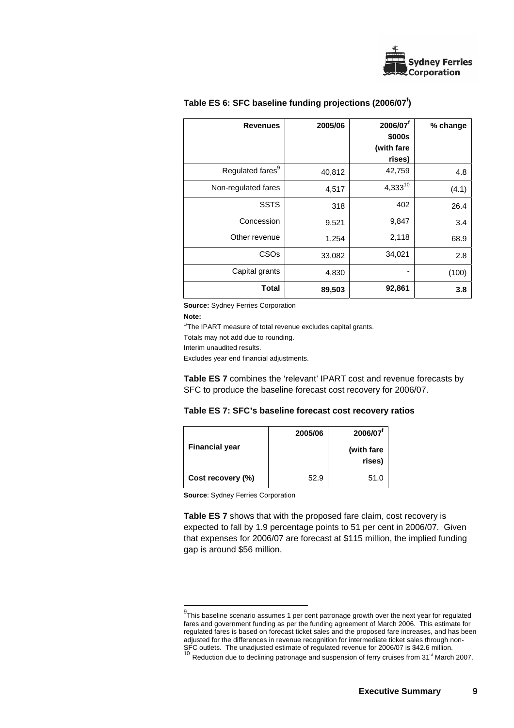#### Table ES 6: SFC baseline funding projections (2006/07[f])

| Revenues | 2005/06 | 2006/07[f] \$000s (with fare rises) | % change |
|---|---|---|---|
| Regulated fares[9] | 40,812 | 42,759 | 4.8 |
| Non-regulated fares | 4,517 | 4,333[10] | (4.1) |
| SSTS | 318 | 402 | 26.4 |
| Concession | 9,521 | 9,847 | 3.4 |
| Other revenue | 1,254 | 2,118 | 68.9 |
| CSOs | 33,082 | 34,021 | 2.8 |
| Capital grants | 4,830 | - | (100) |
| **Total** | **89,503** | **92,861** | **3.8** |

**Source:** Sydney Ferries Corporation

**Note:**

[1/]The IPART measure of total revenue excludes capital grants.

Totals may not add due to rounding.

Interim unaudited results.

Excludes year end financial adjustments.

**Table ES 7** combines the 'relevant' IPART cost and revenue forecasts by SFC to produce the baseline forecast cost recovery for 2006/07.

#### Table ES 7: SFC's baseline forecast cost recovery ratios

| Financial year | 2005/06 | 2006/07[f] (with fare rises) |
|---|---|---|
| Cost recovery (%) | 52.9 | 51.0 |

**Source**: Sydney Ferries Corporation

**Table ES 7** shows that with the proposed fare claim, cost recovery is expected to fall by 1.9 percentage points to 51 per cent in 2006/07. Given that expenses for 2006/07 are forecast at \$115 million, the implied funding gap is around \$56 million.

---

[9] This baseline scenario assumes 1 per cent patronage growth over the next year for regulated fares and government funding as per the funding agreement of March 2006. This estimate for regulated fares is based on forecast ticket sales and the proposed fare increases, and has been adjusted for the differences in revenue recognition for intermediate ticket sales through non-SFC outlets. The unadjusted estimate of regulated revenue for 2006/07 is \$42.6 million.

[10] Reduction due to declining patronage and suspension of ferry cruises from 31st March 2007.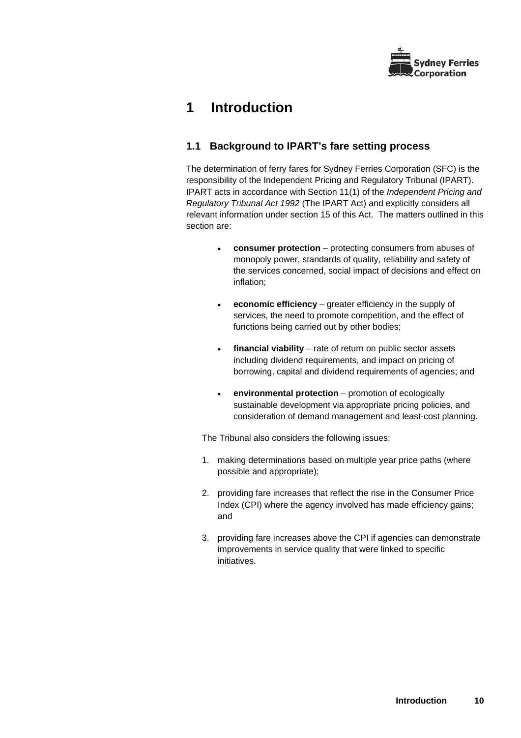# 1 Introduction

## 1.1 Background to IPART's fare setting process

The determination of ferry fares for Sydney Ferries Corporation (SFC) is the responsibility of the Independent Pricing and Regulatory Tribunal (IPART). IPART acts in accordance with Section 11(1) of the *Independent Pricing and Regulatory Tribunal Act 1992* (The IPART Act) and explicitly considers all relevant information under section 15 of this Act. The matters outlined in this section are:

- **consumer protection** – protecting consumers from abuses of monopoly power, standards of quality, reliability and safety of the services concerned, social impact of decisions and effect on inflation;
- **economic efficiency** – greater efficiency in the supply of services, the need to promote competition, and the effect of functions being carried out by other bodies;
- **financial viability** – rate of return on public sector assets including dividend requirements, and impact on pricing of borrowing, capital and dividend requirements of agencies; and
- **environmental protection** – promotion of ecologically sustainable development via appropriate pricing policies, and consideration of demand management and least-cost planning.

The Tribunal also considers the following issues:

1. making determinations based on multiple year price paths (where possible and appropriate);
2. providing fare increases that reflect the rise in the Consumer Price Index (CPI) where the agency involved has made efficiency gains; and
3. providing fare increases above the CPI if agencies can demonstrate improvements in service quality that were linked to specific initiatives.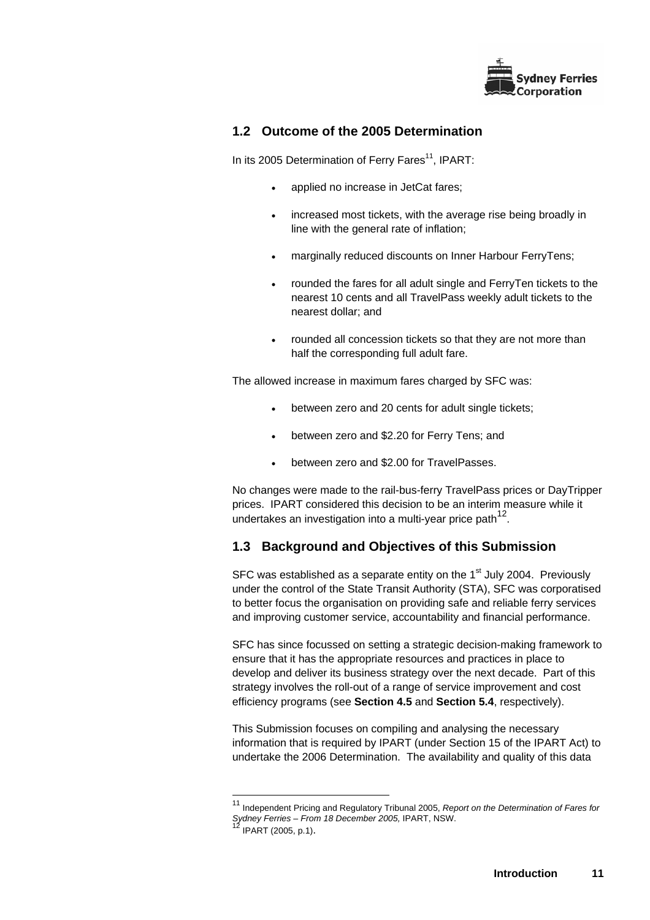## 1.2 Outcome of the 2005 Determination

In its 2005 Determination of Ferry Fares[11], IPART:

- applied no increase in JetCat fares;
- increased most tickets, with the average rise being broadly in line with the general rate of inflation;
- marginally reduced discounts on Inner Harbour FerryTens;
- rounded the fares for all adult single and FerryTen tickets to the nearest 10 cents and all TravelPass weekly adult tickets to the nearest dollar; and
- rounded all concession tickets so that they are not more than half the corresponding full adult fare.

The allowed increase in maximum fares charged by SFC was:

- between zero and 20 cents for adult single tickets;
- between zero and $2.20 for Ferry Tens; and
- between zero and $2.00 for TravelPasses.

No changes were made to the rail-bus-ferry TravelPass prices or DayTripper prices. IPART considered this decision to be an interim measure while it undertakes an investigation into a multi-year price path[12].

## 1.3 Background and Objectives of this Submission

SFC was established as a separate entity on the 1st July 2004. Previously under the control of the State Transit Authority (STA), SFC was corporatised to better focus the organisation on providing safe and reliable ferry services and improving customer service, accountability and financial performance.

SFC has since focussed on setting a strategic decision-making framework to ensure that it has the appropriate resources and practices in place to develop and deliver its business strategy over the next decade. Part of this strategy involves the roll-out of a range of service improvement and cost efficiency programs (see **Section 4.5** and **Section 5.4**, respectively).

This Submission focuses on compiling and analysing the necessary information that is required by IPART (under Section 15 of the IPART Act) to undertake the 2006 Determination. The availability and quality of this data

[11] Independent Pricing and Regulatory Tribunal 2005, *Report on the Determination of Fares for Sydney Ferries – From 18 December 2005,* IPART, NSW.

[12] IPART (2005, p.1).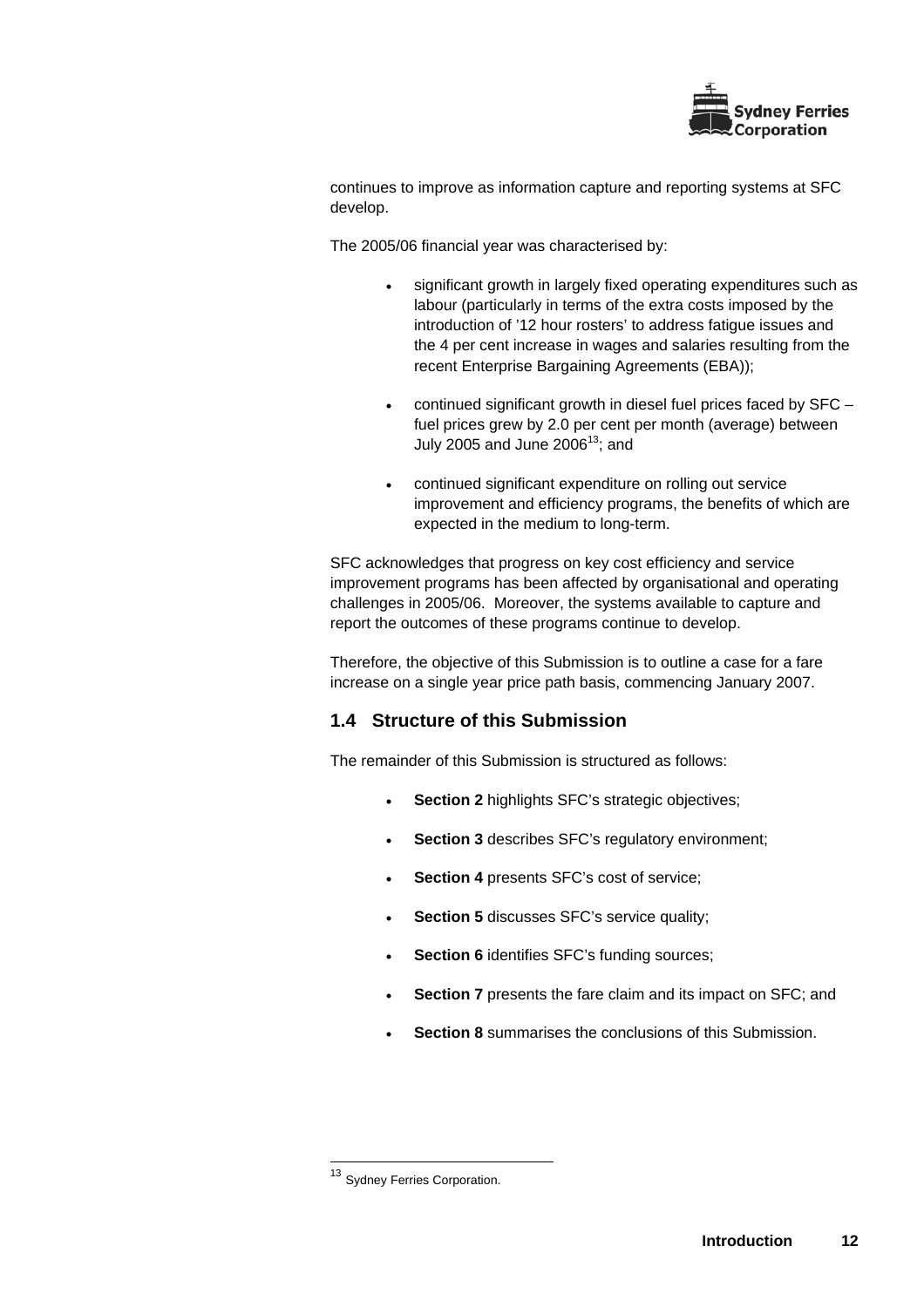continues to improve as information capture and reporting systems at SFC develop.

The 2005/06 financial year was characterised by:

- significant growth in largely fixed operating expenditures such as labour (particularly in terms of the extra costs imposed by the introduction of '12 hour rosters' to address fatigue issues and the 4 per cent increase in wages and salaries resulting from the recent Enterprise Bargaining Agreements (EBA));
- continued significant growth in diesel fuel prices faced by SFC – fuel prices grew by 2.0 per cent per month (average) between July 2005 and June 2006[13]; and
- continued significant expenditure on rolling out service improvement and efficiency programs, the benefits of which are expected in the medium to long-term.

SFC acknowledges that progress on key cost efficiency and service improvement programs has been affected by organisational and operating challenges in 2005/06. Moreover, the systems available to capture and report the outcomes of these programs continue to develop.

Therefore, the objective of this Submission is to outline a case for a fare increase on a single year price path basis, commencing January 2007.

## 1.4 Structure of this Submission

The remainder of this Submission is structured as follows:

- **Section 2** highlights SFC's strategic objectives;
- **Section 3** describes SFC's regulatory environment;
- **Section 4** presents SFC's cost of service;
- **Section 5** discusses SFC's service quality;
- **Section 6** identifies SFC's funding sources;
- **Section 7** presents the fare claim and its impact on SFC; and
- **Section 8** summarises the conclusions of this Submission.

---

[13] Sydney Ferries Corporation.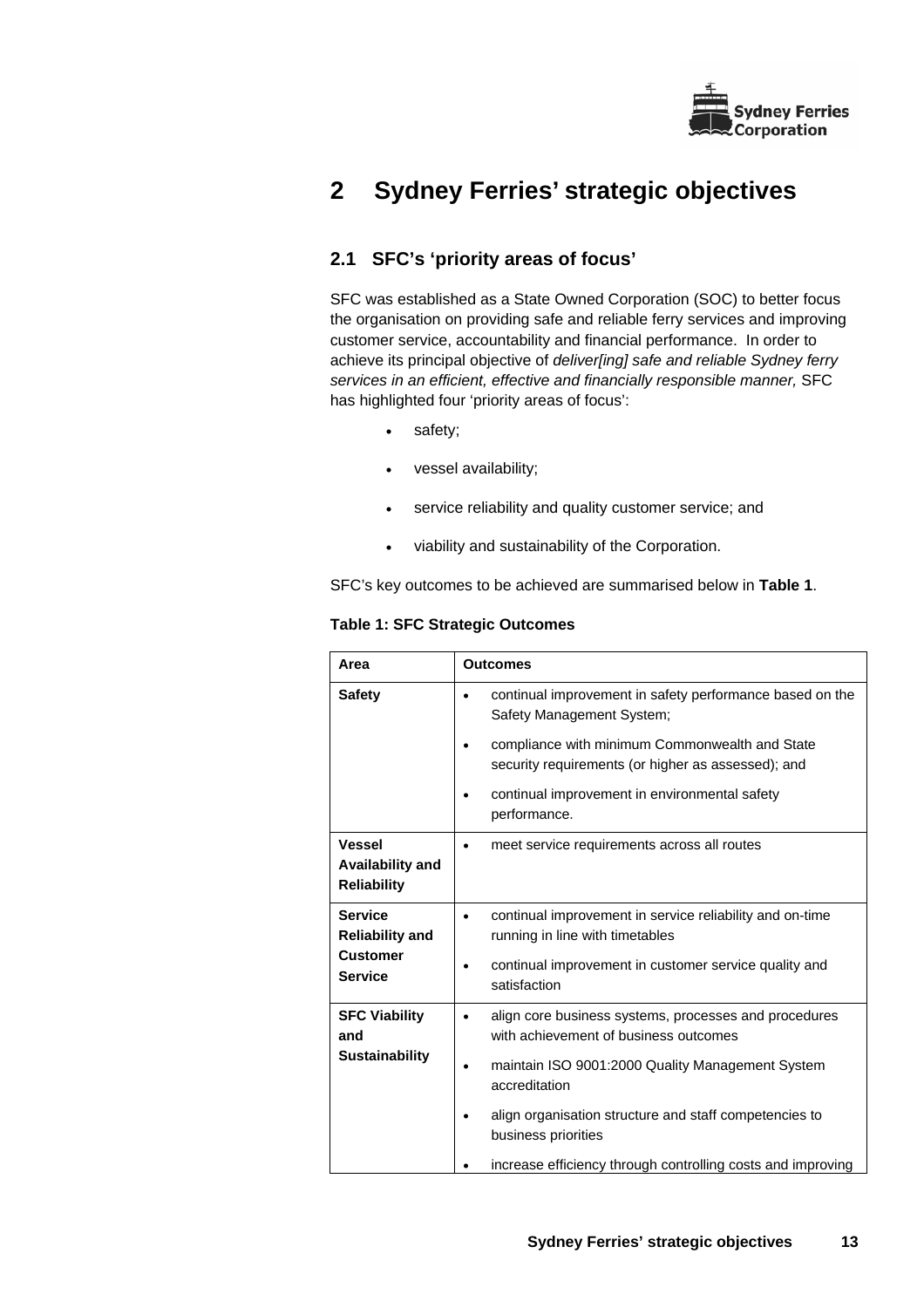# 2 Sydney Ferries' strategic objectives

## 2.1 SFC's 'priority areas of focus'

SFC was established as a State Owned Corporation (SOC) to better focus the organisation on providing safe and reliable ferry services and improving customer service, accountability and financial performance. In order to achieve its principal objective of *deliver[ing] safe and reliable Sydney ferry services in an efficient, effective and financially responsible manner,* SFC has highlighted four 'priority areas of focus':

- safety;
- vessel availability;
- service reliability and quality customer service; and
- viability and sustainability of the Corporation.

SFC's key outcomes to be achieved are summarised below in **Table 1**.

**Table 1: SFC Strategic Outcomes**

| Area | Outcomes |
|---|---|
| **Safety** | • continual improvement in safety performance based on the Safety Management System;<br>• compliance with minimum Commonwealth and State security requirements (or higher as assessed); and<br>• continual improvement in environmental safety performance. |
| **Vessel Availability and Reliability** | • meet service requirements across all routes |
| **Service Reliability and Customer Service** | • continual improvement in service reliability and on-time running in line with timetables<br>• continual improvement in customer service quality and satisfaction |
| **SFC Viability and Sustainability** | • align core business systems, processes and procedures with achievement of business outcomes<br>• maintain ISO 9001:2000 Quality Management System accreditation<br>• align organisation structure and staff competencies to business priorities<br>• increase efficiency through controlling costs and improving |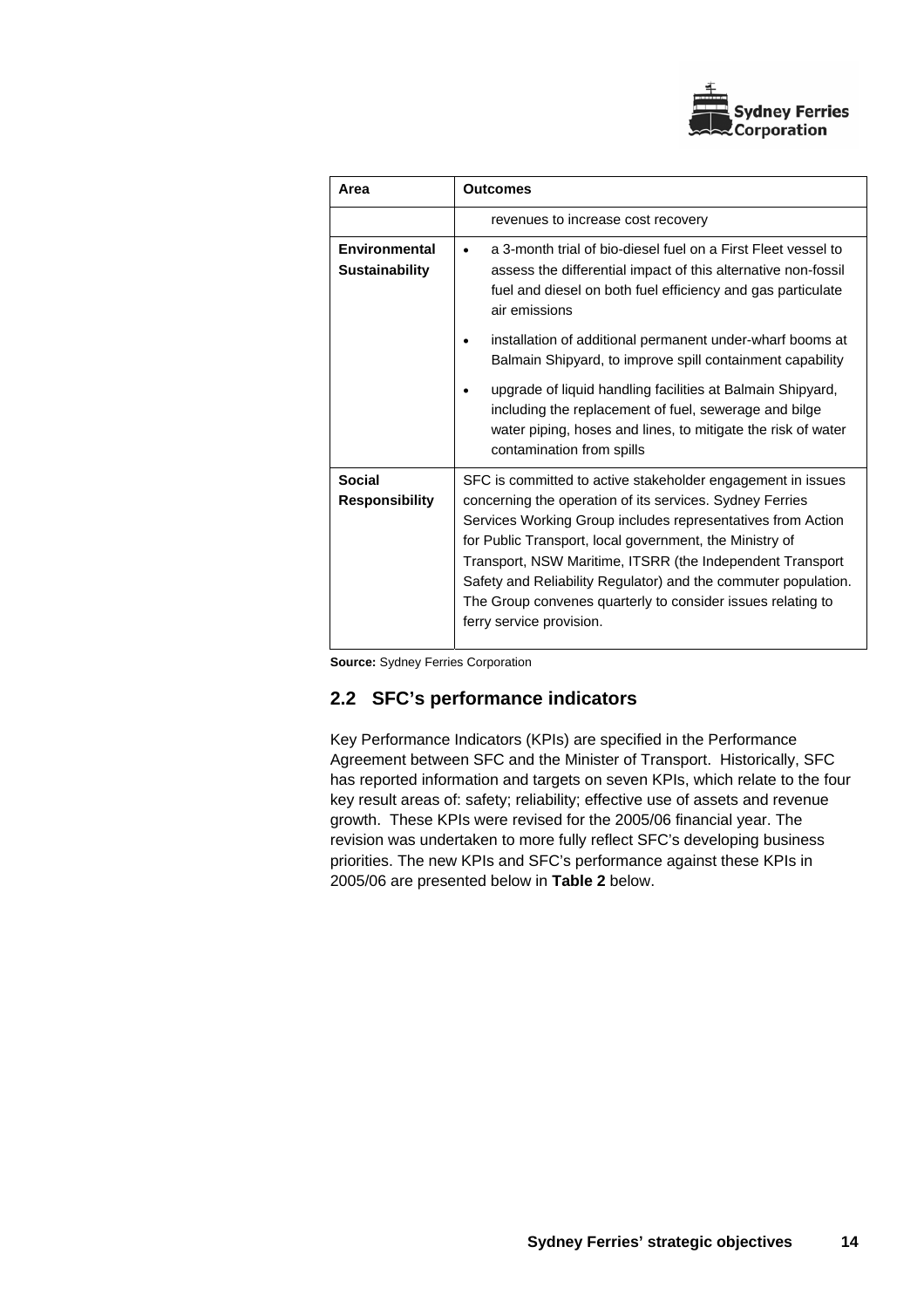| Area | Outcomes |
|---|---|
| | revenues to increase cost recovery |
| **Environmental Sustainability** | • a 3-month trial of bio-diesel fuel on a First Fleet vessel to assess the differential impact of this alternative non-fossil fuel and diesel on both fuel efficiency and gas particulate air emissions<br>• installation of additional permanent under-wharf booms at Balmain Shipyard, to improve spill containment capability<br>• upgrade of liquid handling facilities at Balmain Shipyard, including the replacement of fuel, sewerage and bilge water piping, hoses and lines, to mitigate the risk of water contamination from spills |
| **Social Responsibility** | SFC is committed to active stakeholder engagement in issues concerning the operation of its services. Sydney Ferries Services Working Group includes representatives from Action for Public Transport, local government, the Ministry of Transport, NSW Maritime, ITSRR (the Independent Transport Safety and Reliability Regulator) and the commuter population. The Group convenes quarterly to consider issues relating to ferry service provision. |

**Source:** Sydney Ferries Corporation

## 2.2 SFC's performance indicators

Key Performance Indicators (KPIs) are specified in the Performance Agreement between SFC and the Minister of Transport. Historically, SFC has reported information and targets on seven KPIs, which relate to the four key result areas of: safety; reliability; effective use of assets and revenue growth. These KPIs were revised for the 2005/06 financial year. The revision was undertaken to more fully reflect SFC's developing business priorities. The new KPIs and SFC's performance against these KPIs in 2005/06 are presented below in **Table 2** below.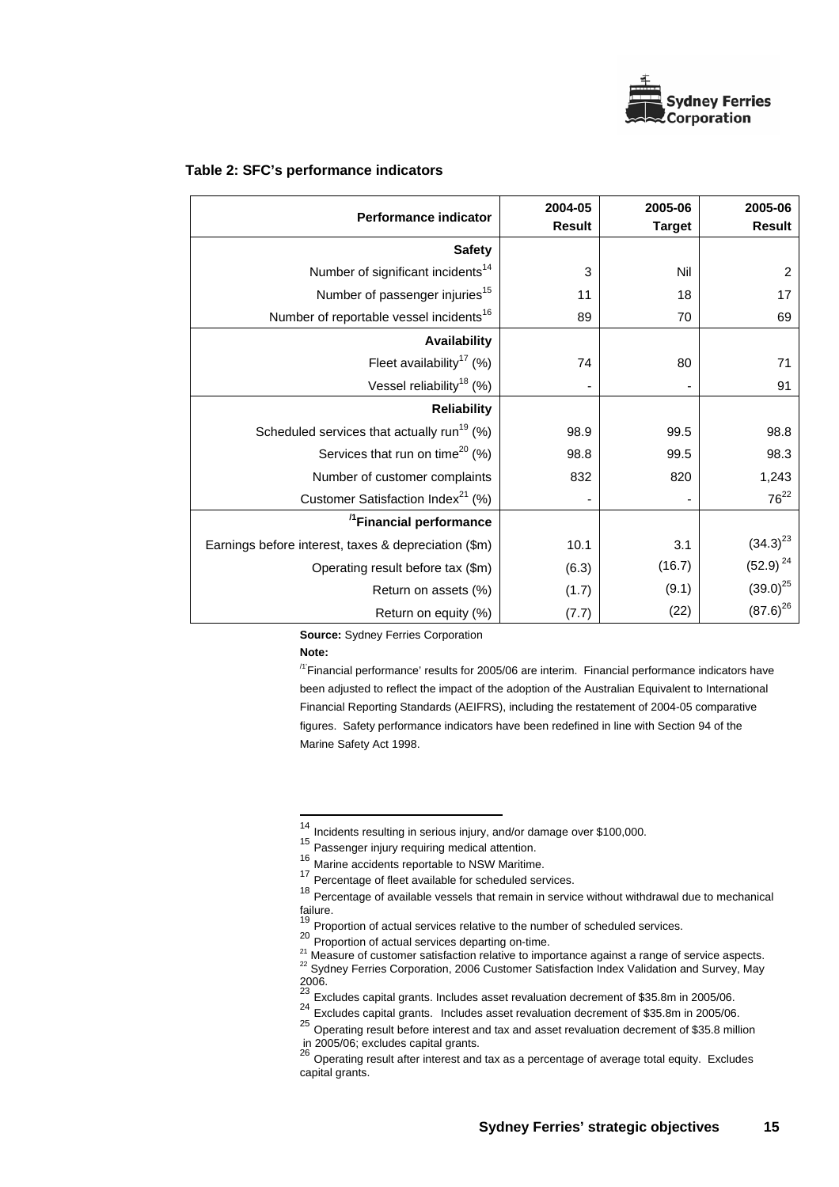**Table 2: SFC's performance indicators**

| Performance indicator | 2004-05 Result | 2005-06 Target | 2005-06 Result |
|---|---|---|---|
| **Safety** | | | |
| Number of significant incidents[14] | 3 | Nil | 2 |
| Number of passenger injuries[15] | 11 | 18 | 17 |
| Number of reportable vessel incidents[16] | 89 | 70 | 69 |
| **Availability** | | | |
| Fleet availability[17] (%) | 74 | 80 | 71 |
| Vessel reliability[18] (%) | - | - | 91 |
| **Reliability** | | | |
| Scheduled services that actually run[19] (%) | 98.9 | 99.5 | 98.8 |
| Services that run on time[20] (%) | 98.8 | 99.5 | 98.3 |
| Number of customer complaints | 832 | 820 | 1,243 |
| Customer Satisfaction Index[21] (%) | - | - | 76[22] |
| **[/1]Financial performance** | | | |
| Earnings before interest, taxes & depreciation ($m) | 10.1 | 3.1 | (34.3)[23] |
| Operating result before tax ($m) | (6.3) | (16.7) | (52.9)[24] |
| Return on assets (%) | (1.7) | (9.1) | (39.0)[25] |
| Return on equity (%) | (7.7) | (22) | (87.6)[26] |

**Source:** Sydney Ferries Corporation

**Note:**

[/1] 'Financial performance' results for 2005/06 are interim. Financial performance indicators have been adjusted to reflect the impact of the adoption of the Australian Equivalent to International Financial Reporting Standards (AEIFRS), including the restatement of 2004-05 comparative figures. Safety performance indicators have been redefined in line with Section 94 of the Marine Safety Act 1998.

---

[14] Incidents resulting in serious injury, and/or damage over $100,000.

[15] Passenger injury requiring medical attention.

[16] Marine accidents reportable to NSW Maritime.

[17] Percentage of fleet available for scheduled services.

[18] Percentage of available vessels that remain in service without withdrawal due to mechanical failure.

[19] Proportion of actual services relative to the number of scheduled services.

[20] Proportion of actual services departing on-time.

[21] Measure of customer satisfaction relative to importance against a range of service aspects.

[22] Sydney Ferries Corporation, 2006 Customer Satisfaction Index Validation and Survey, May 2006.

[23] Excludes capital grants. Includes asset revaluation decrement of $35.8m in 2005/06.

[24] Excludes capital grants. Includes asset revaluation decrement of $35.8m in 2005/06.

[25] Operating result before interest and tax and asset revaluation decrement of $35.8 million in 2005/06; excludes capital grants.

[26] Operating result after interest and tax as a percentage of average total equity. Excludes capital grants.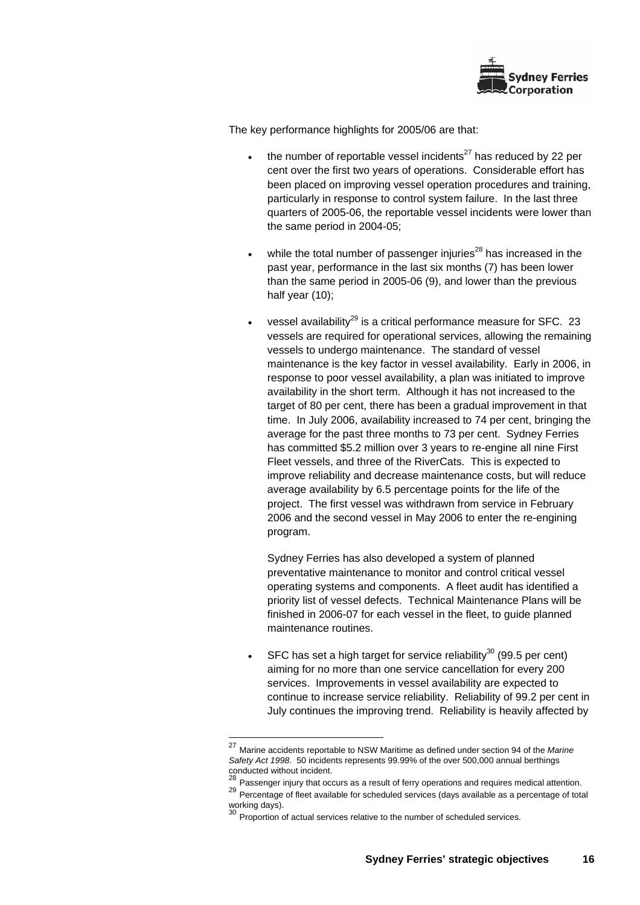The key performance highlights for 2005/06 are that:

- the number of reportable vessel incidents[27] has reduced by 22 per cent over the first two years of operations. Considerable effort has been placed on improving vessel operation procedures and training, particularly in response to control system failure. In the last three quarters of 2005-06, the reportable vessel incidents were lower than the same period in 2004-05;

- while the total number of passenger injuries[28] has increased in the past year, performance in the last six months (7) has been lower than the same period in 2005-06 (9), and lower than the previous half year (10);

- vessel availability[29] is a critical performance measure for SFC. 23 vessels are required for operational services, allowing the remaining vessels to undergo maintenance. The standard of vessel maintenance is the key factor in vessel availability. Early in 2006, in response to poor vessel availability, a plan was initiated to improve availability in the short term. Although it has not increased to the target of 80 per cent, there has been a gradual improvement in that time. In July 2006, availability increased to 74 per cent, bringing the average for the past three months to 73 per cent. Sydney Ferries has committed \$5.2 million over 3 years to re-engine all nine First Fleet vessels, and three of the RiverCats. This is expected to improve reliability and decrease maintenance costs, but will reduce average availability by 6.5 percentage points for the life of the project. The first vessel was withdrawn from service in February 2006 and the second vessel in May 2006 to enter the re-engining program.

  Sydney Ferries has also developed a system of planned preventative maintenance to monitor and control critical vessel operating systems and components. A fleet audit has identified a priority list of vessel defects. Technical Maintenance Plans will be finished in 2006-07 for each vessel in the fleet, to guide planned maintenance routines.

- SFC has set a high target for service reliability[30] (99.5 per cent) aiming for no more than one service cancellation for every 200 services. Improvements in vessel availability are expected to continue to increase service reliability. Reliability of 99.2 per cent in July continues the improving trend. Reliability is heavily affected by

---

[27] Marine accidents reportable to NSW Maritime as defined under section 94 of the *Marine Safety Act 1998.* 50 incidents represents 99.99% of the over 500,000 annual berthings conducted without incident.

[28] Passenger injury that occurs as a result of ferry operations and requires medical attention.

[29] Percentage of fleet available for scheduled services (days available as a percentage of total working days).

[30] Proportion of actual services relative to the number of scheduled services.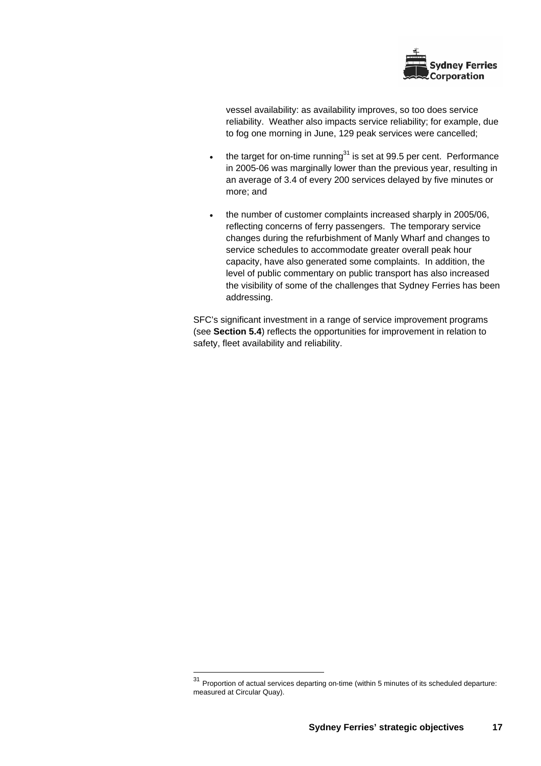vessel availability: as availability improves, so too does service reliability. Weather also impacts service reliability; for example, due to fog one morning in June, 129 peak services were cancelled;

- the target for on-time running[31] is set at 99.5 per cent. Performance in 2005-06 was marginally lower than the previous year, resulting in an average of 3.4 of every 200 services delayed by five minutes or more; and

- the number of customer complaints increased sharply in 2005/06, reflecting concerns of ferry passengers. The temporary service changes during the refurbishment of Manly Wharf and changes to service schedules to accommodate greater overall peak hour capacity, have also generated some complaints. In addition, the level of public commentary on public transport has also increased the visibility of some of the challenges that Sydney Ferries has been addressing.

SFC's significant investment in a range of service improvement programs (see **Section 5.4**) reflects the opportunities for improvement in relation to safety, fleet availability and reliability.

[31] Proportion of actual services departing on-time (within 5 minutes of its scheduled departure: measured at Circular Quay).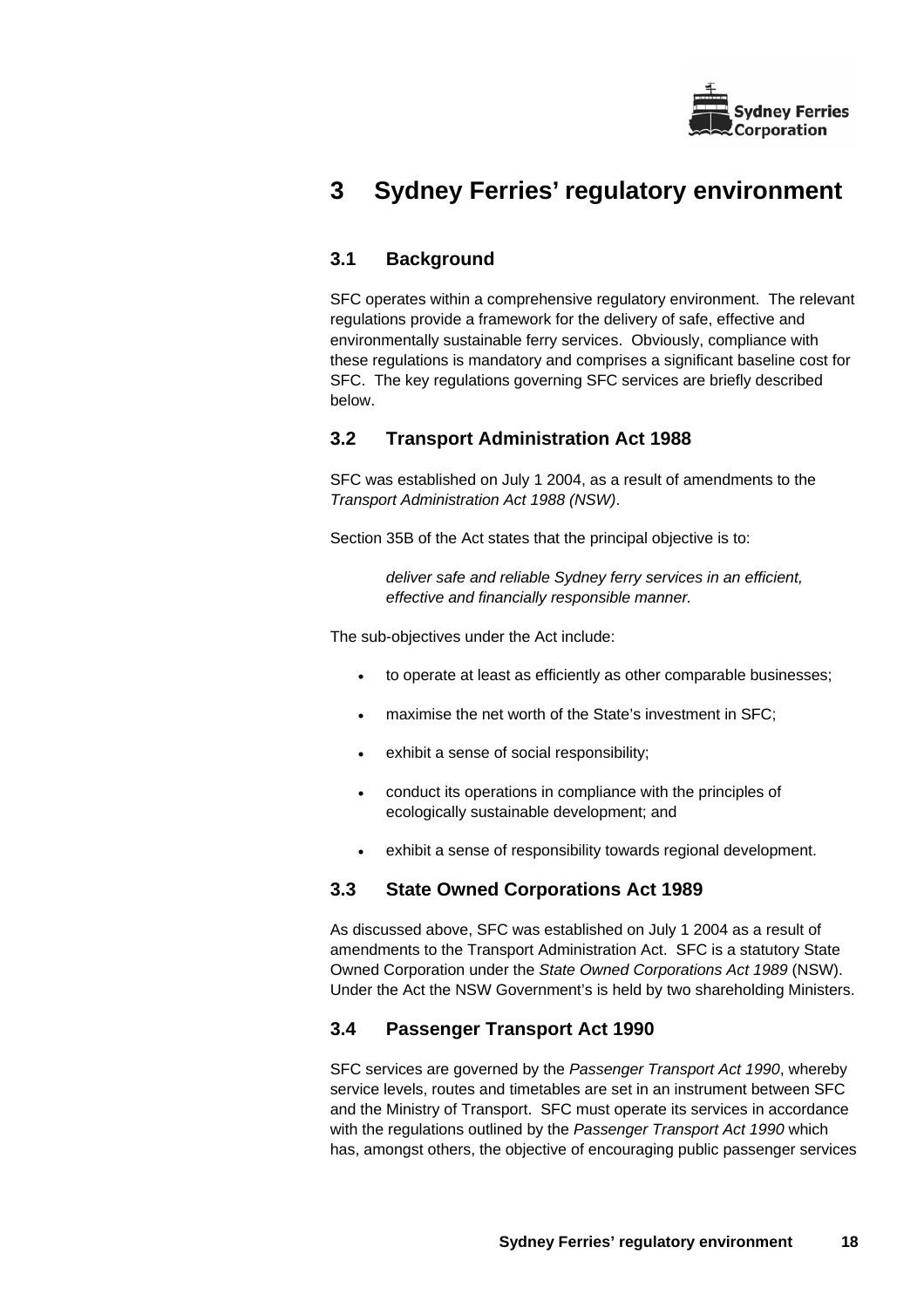# 3 Sydney Ferries' regulatory environment

## 3.1 Background

SFC operates within a comprehensive regulatory environment. The relevant regulations provide a framework for the delivery of safe, effective and environmentally sustainable ferry services. Obviously, compliance with these regulations is mandatory and comprises a significant baseline cost for SFC. The key regulations governing SFC services are briefly described below.

## 3.2 Transport Administration Act 1988

SFC was established on July 1 2004, as a result of amendments to the *Transport Administration Act 1988 (NSW)*.

Section 35B of the Act states that the principal objective is to:

> *deliver safe and reliable Sydney ferry services in an efficient, effective and financially responsible manner.*

The sub-objectives under the Act include:

- to operate at least as efficiently as other comparable businesses;
- maximise the net worth of the State's investment in SFC;
- exhibit a sense of social responsibility;
- conduct its operations in compliance with the principles of ecologically sustainable development; and
- exhibit a sense of responsibility towards regional development.

## 3.3 State Owned Corporations Act 1989

As discussed above, SFC was established on July 1 2004 as a result of amendments to the Transport Administration Act. SFC is a statutory State Owned Corporation under the *State Owned Corporations Act 1989* (NSW). Under the Act the NSW Government's is held by two shareholding Ministers.

## 3.4 Passenger Transport Act 1990

SFC services are governed by the *Passenger Transport Act 1990*, whereby service levels, routes and timetables are set in an instrument between SFC and the Ministry of Transport. SFC must operate its services in accordance with the regulations outlined by the *Passenger Transport Act 1990* which has, amongst others, the objective of encouraging public passenger services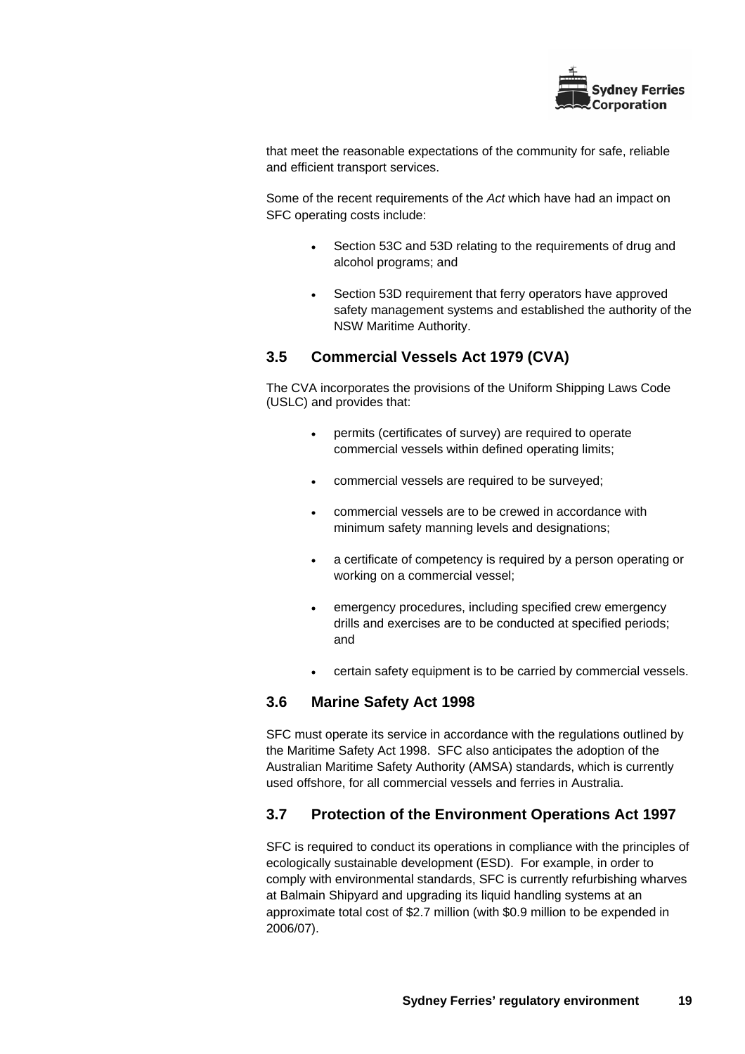that meet the reasonable expectations of the community for safe, reliable and efficient transport services.

Some of the recent requirements of the *Act* which have had an impact on SFC operating costs include:

- Section 53C and 53D relating to the requirements of drug and alcohol programs; and
- Section 53D requirement that ferry operators have approved safety management systems and established the authority of the NSW Maritime Authority.

## 3.5 Commercial Vessels Act 1979 (CVA)

The CVA incorporates the provisions of the Uniform Shipping Laws Code (USLC) and provides that:

- permits (certificates of survey) are required to operate commercial vessels within defined operating limits;
- commercial vessels are required to be surveyed;
- commercial vessels are to be crewed in accordance with minimum safety manning levels and designations;
- a certificate of competency is required by a person operating or working on a commercial vessel;
- emergency procedures, including specified crew emergency drills and exercises are to be conducted at specified periods; and
- certain safety equipment is to be carried by commercial vessels.

## 3.6 Marine Safety Act 1998

SFC must operate its service in accordance with the regulations outlined by the Maritime Safety Act 1998. SFC also anticipates the adoption of the Australian Maritime Safety Authority (AMSA) standards, which is currently used offshore, for all commercial vessels and ferries in Australia.

## 3.7 Protection of the Environment Operations Act 1997

SFC is required to conduct its operations in compliance with the principles of ecologically sustainable development (ESD). For example, in order to comply with environmental standards, SFC is currently refurbishing wharves at Balmain Shipyard and upgrading its liquid handling systems at an approximate total cost of $2.7 million (with $0.9 million to be expended in 2006/07).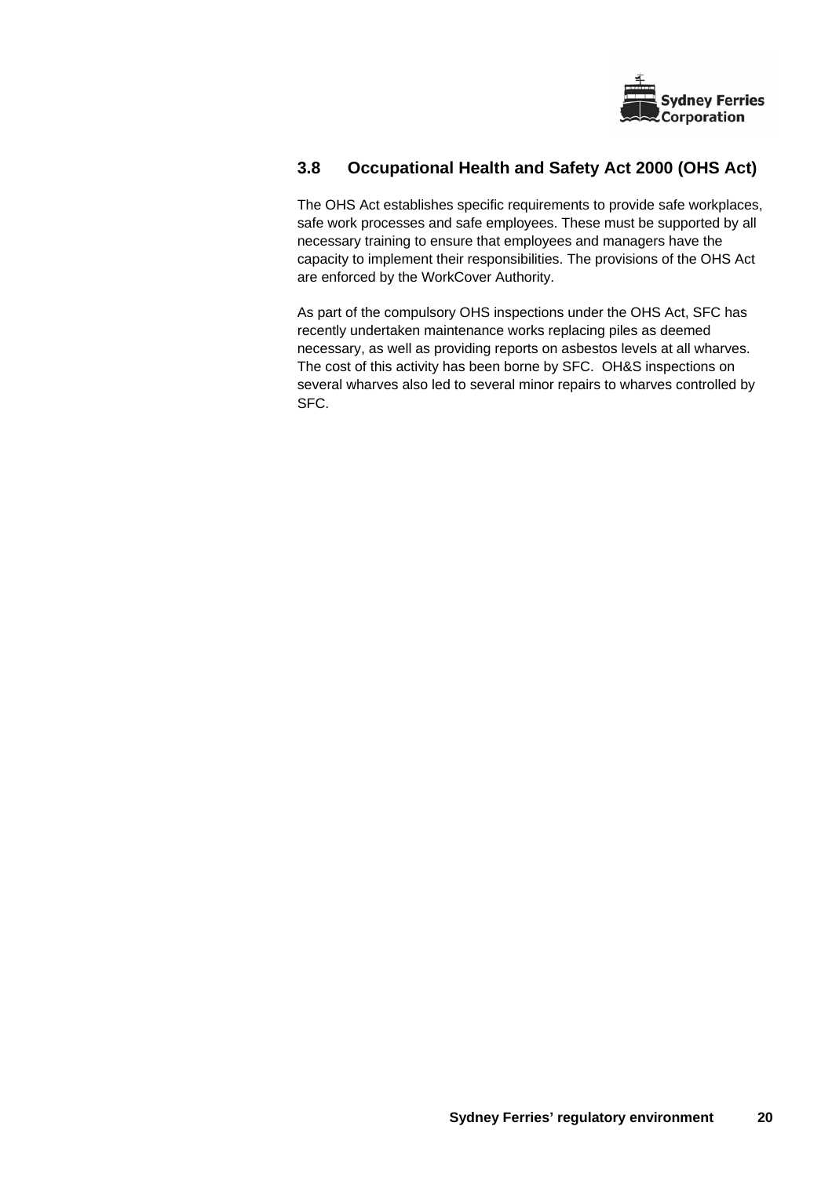## 3.8 Occupational Health and Safety Act 2000 (OHS Act)

The OHS Act establishes specific requirements to provide safe workplaces, safe work processes and safe employees. These must be supported by all necessary training to ensure that employees and managers have the capacity to implement their responsibilities. The provisions of the OHS Act are enforced by the WorkCover Authority.

As part of the compulsory OHS inspections under the OHS Act, SFC has recently undertaken maintenance works replacing piles as deemed necessary, as well as providing reports on asbestos levels at all wharves. The cost of this activity has been borne by SFC. OH&S inspections on several wharves also led to several minor repairs to wharves controlled by SFC.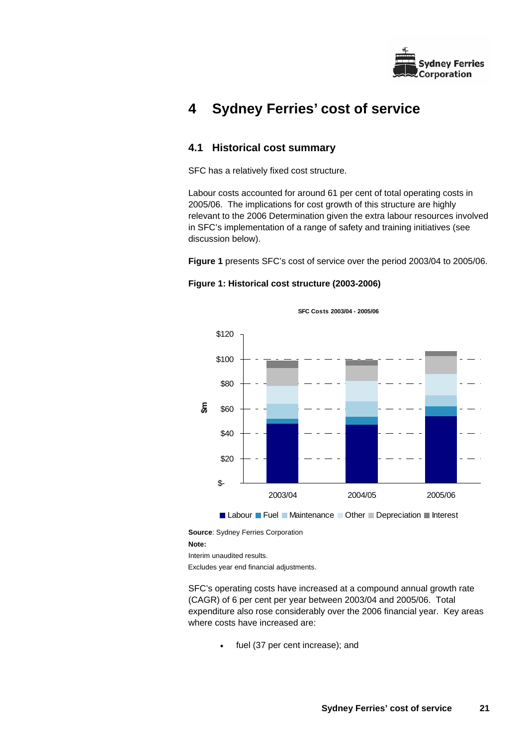# 4 Sydney Ferries' cost of service

## 4.1 Historical cost summary

SFC has a relatively fixed cost structure.

Labour costs accounted for around 61 per cent of total operating costs in 2005/06. The implications for cost growth of this structure are highly relevant to the 2006 Determination given the extra labour resources involved in SFC's implementation of a range of safety and training initiatives (see discussion below).

**Figure 1** presents SFC's cost of service over the period 2003/04 to 2005/06.

**Figure 1: Historical cost structure (2003-2006)**

SFC Costs 2003/04 - 2005/06

**Source**: Sydney Ferries Corporation

**Note:**

Interim unaudited results.

Excludes year end financial adjustments.

SFC's operating costs have increased at a compound annual growth rate (CAGR) of 6 per cent per year between 2003/04 and 2005/06. Total expenditure also rose considerably over the 2006 financial year. Key areas where costs have increased are:

- fuel (37 per cent increase); and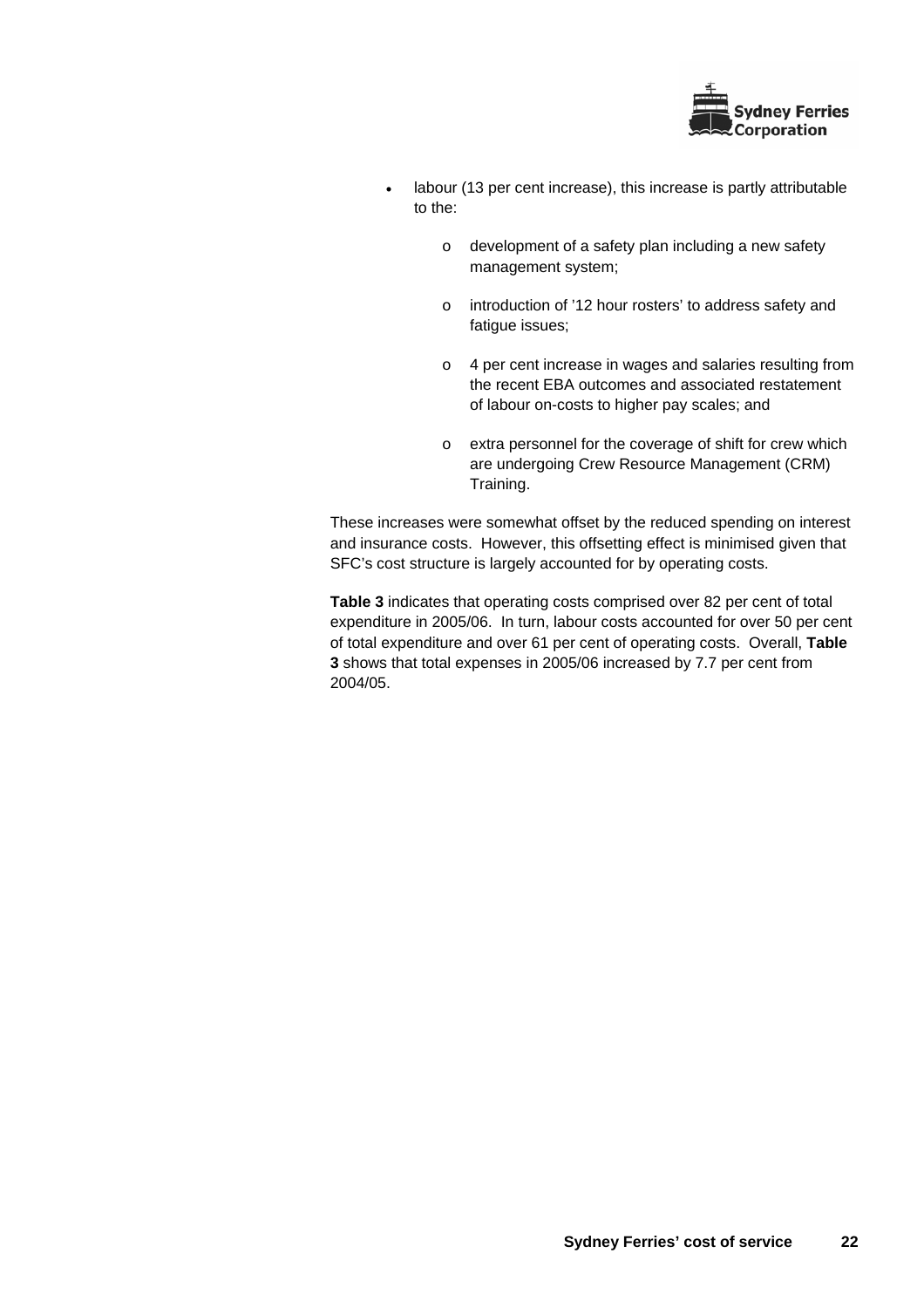- labour (13 per cent increase), this increase is partly attributable to the:
    - development of a safety plan including a new safety management system;
    - introduction of '12 hour rosters' to address safety and fatigue issues;
    - 4 per cent increase in wages and salaries resulting from the recent EBA outcomes and associated restatement of labour on-costs to higher pay scales; and
    - extra personnel for the coverage of shift for crew which are undergoing Crew Resource Management (CRM) Training.

These increases were somewhat offset by the reduced spending on interest and insurance costs. However, this offsetting effect is minimised given that SFC's cost structure is largely accounted for by operating costs.

**Table 3** indicates that operating costs comprised over 82 per cent of total expenditure in 2005/06. In turn, labour costs accounted for over 50 per cent of total expenditure and over 61 per cent of operating costs. Overall, **Table 3** shows that total expenses in 2005/06 increased by 7.7 per cent from 2004/05.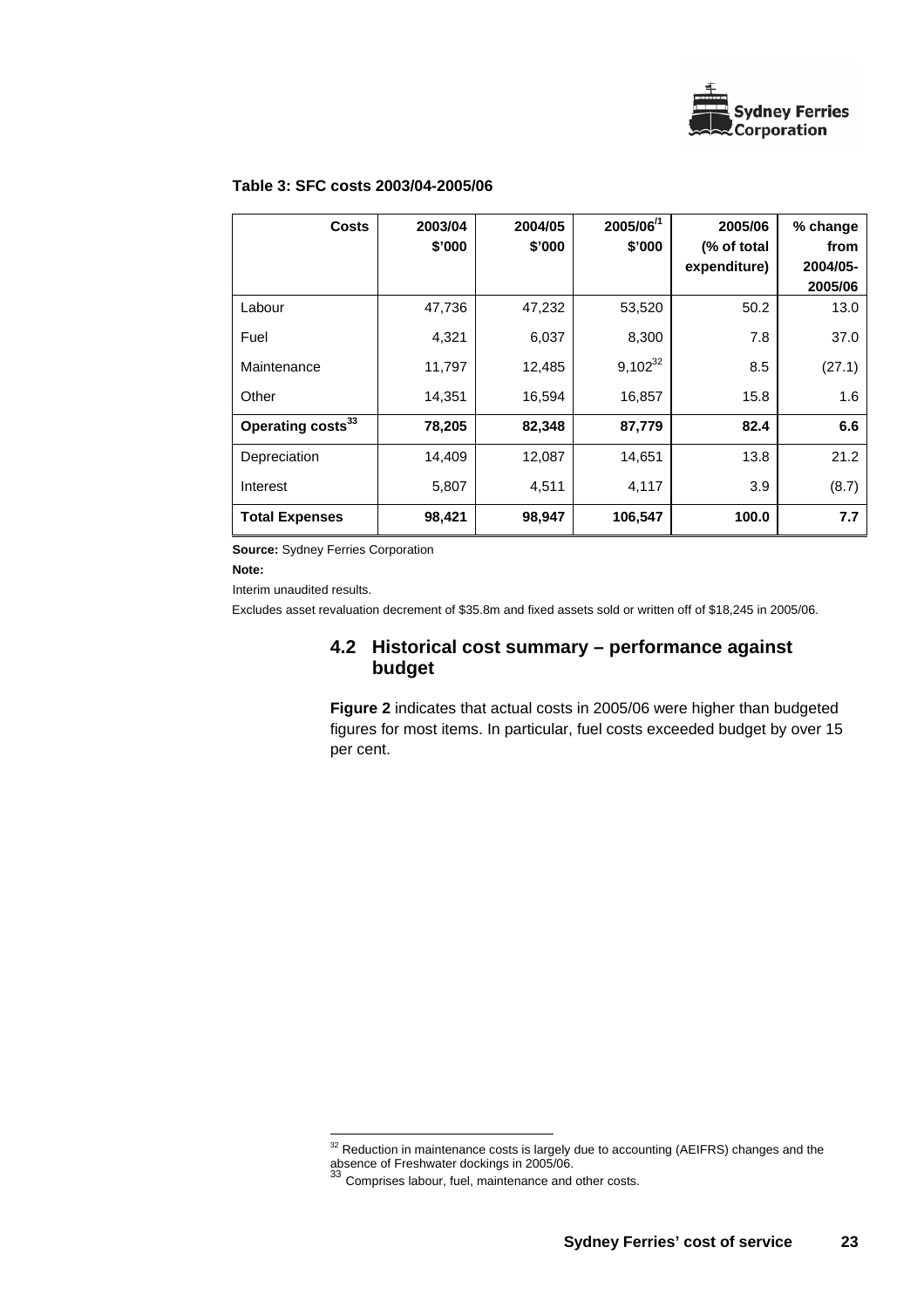**Table 3: SFC costs 2003/04-2005/06**

| Costs | 2003/04 $'000 | 2004/05 $'000 | 2005/06[/1] $'000 | 2005/06 (% of total expenditure) | % change from 2004/05-2005/06 |
|---|---|---|---|---|---|
| Labour | 47,736 | 47,232 | 53,520 | 50.2 | 13.0 |
| Fuel | 4,321 | 6,037 | 8,300 | 7.8 | 37.0 |
| Maintenance | 11,797 | 12,485 | 9,102[32] | 8.5 | (27.1) |
| Other | 14,351 | 16,594 | 16,857 | 15.8 | 1.6 |
| **Operating costs[33]** | **78,205** | **82,348** | **87,779** | **82.4** | **6.6** |
| Depreciation | 14,409 | 12,087 | 14,651 | 13.8 | 21.2 |
| Interest | 5,807 | 4,511 | 4,117 | 3.9 | (8.7) |
| **Total Expenses** | **98,421** | **98,947** | **106,547** | **100.0** | **7.7** |

**Source:** Sydney Ferries Corporation

**Note:**

Interim unaudited results.

Excludes asset revaluation decrement of $35.8m and fixed assets sold or written off of $18,245 in 2005/06.

## 4.2 Historical cost summary – performance against budget

**Figure 2** indicates that actual costs in 2005/06 were higher than budgeted figures for most items. In particular, fuel costs exceeded budget by over 15 per cent.

---

[32] Reduction in maintenance costs is largely due to accounting (AEIFRS) changes and the absence of Freshwater dockings in 2005/06.

[33] Comprises labour, fuel, maintenance and other costs.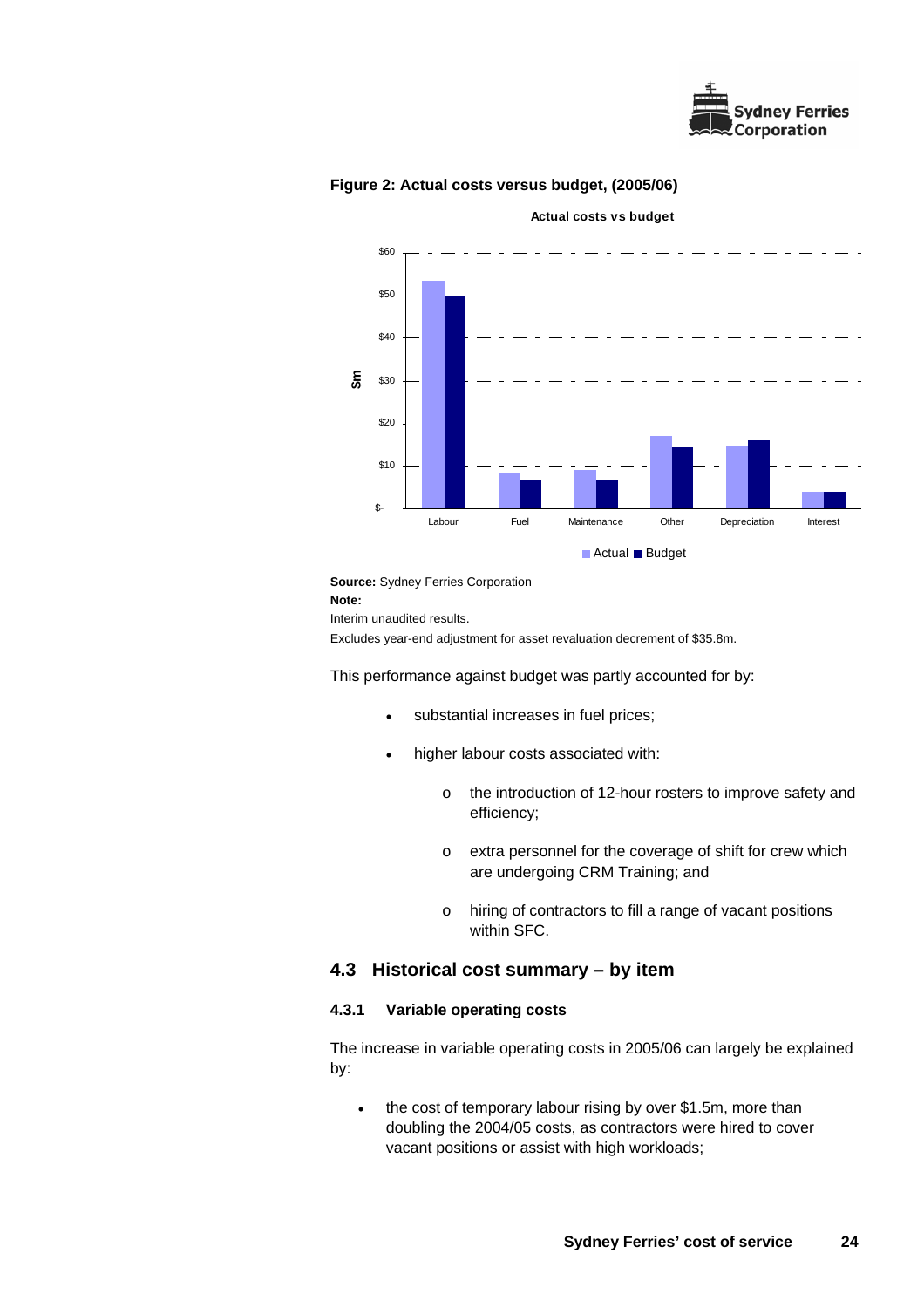**Figure 2: Actual costs versus budget, (2005/06)**

**Source:** Sydney Ferries Corporation

**Note:**

Interim unaudited results.

Excludes year-end adjustment for asset revaluation decrement of $35.8m.

This performance against budget was partly accounted for by:

- substantial increases in fuel prices;
- higher labour costs associated with:
  - the introduction of 12-hour rosters to improve safety and efficiency;
  - extra personnel for the coverage of shift for crew which are undergoing CRM Training; and
  - hiring of contractors to fill a range of vacant positions within SFC.

## 4.3 Historical cost summary – by item

### 4.3.1 Variable operating costs

The increase in variable operating costs in 2005/06 can largely be explained by:

- the cost of temporary labour rising by over $1.5m, more than doubling the 2004/05 costs, as contractors were hired to cover vacant positions or assist with high workloads;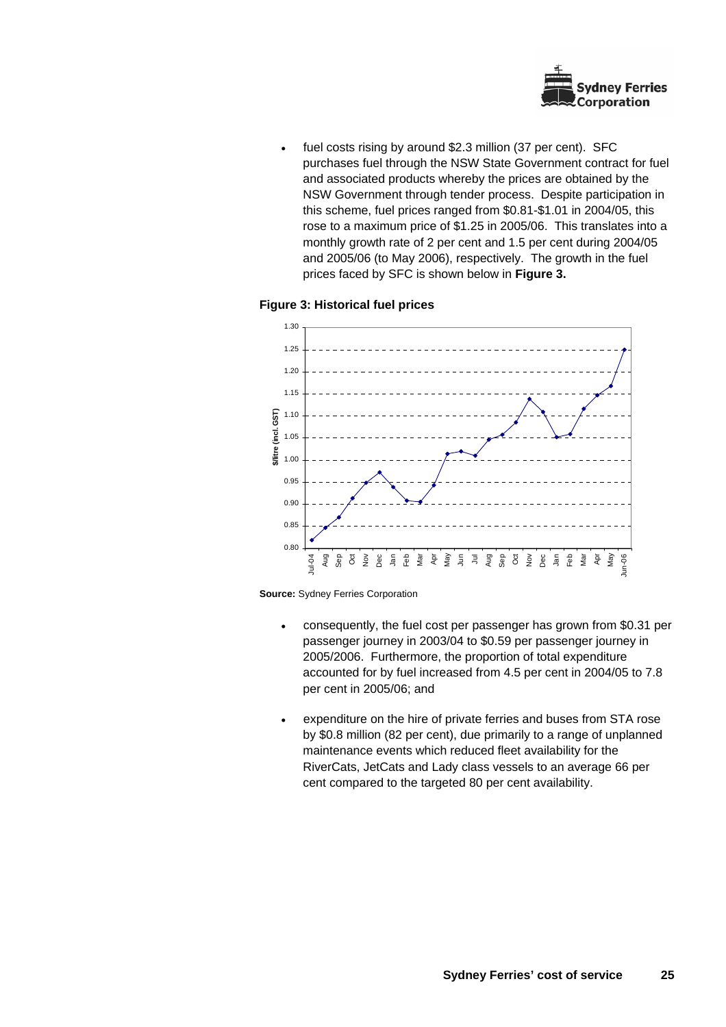- fuel costs rising by around $2.3 million (37 per cent). SFC purchases fuel through the NSW State Government contract for fuel and associated products whereby the prices are obtained by the NSW Government through tender process. Despite participation in this scheme, fuel prices ranged from $0.81-$1.01 in 2004/05, this rose to a maximum price of $1.25 in 2005/06. This translates into a monthly growth rate of 2 per cent and 1.5 per cent during 2004/05 and 2005/06 (to May 2006), respectively. The growth in the fuel prices faced by SFC is shown below in **Figure 3.**

**Figure 3: Historical fuel prices**

**Source:** Sydney Ferries Corporation

- consequently, the fuel cost per passenger has grown from $0.31 per passenger journey in 2003/04 to $0.59 per passenger journey in 2005/2006. Furthermore, the proportion of total expenditure accounted for by fuel increased from 4.5 per cent in 2004/05 to 7.8 per cent in 2005/06; and

- expenditure on the hire of private ferries and buses from STA rose by $0.8 million (82 per cent), due primarily to a range of unplanned maintenance events which reduced fleet availability for the RiverCats, JetCats and Lady class vessels to an average 66 per cent compared to the targeted 80 per cent availability.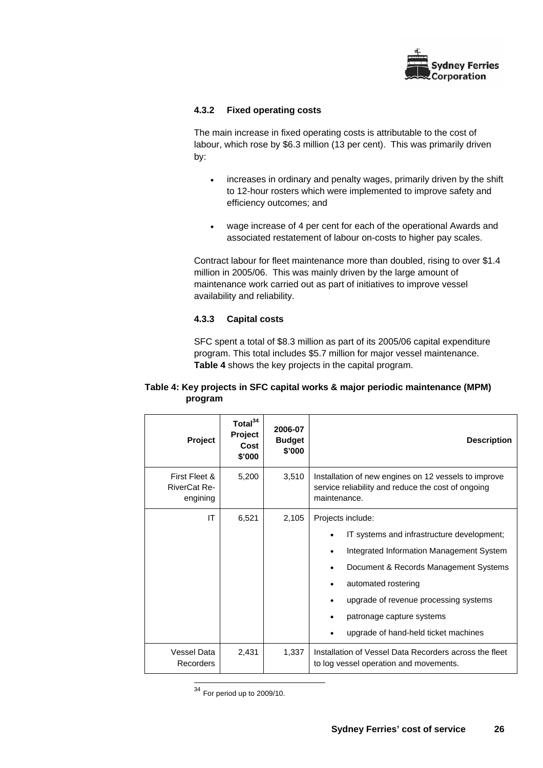### 4.3.2 Fixed operating costs

The main increase in fixed operating costs is attributable to the cost of labour, which rose by $6.3 million (13 per cent). This was primarily driven by:

- increases in ordinary and penalty wages, primarily driven by the shift to 12-hour rosters which were implemented to improve safety and efficiency outcomes; and
- wage increase of 4 per cent for each of the operational Awards and associated restatement of labour on-costs to higher pay scales.

Contract labour for fleet maintenance more than doubled, rising to over $1.4 million in 2005/06. This was mainly driven by the large amount of maintenance work carried out as part of initiatives to improve vessel availability and reliability.

### 4.3.3 Capital costs

SFC spent a total of $8.3 million as part of its 2005/06 capital expenditure program. This total includes $5.7 million for major vessel maintenance. **Table 4** shows the key projects in the capital program.

**Table 4: Key projects in SFC capital works & major periodic maintenance (MPM) program**

| Project | Total[34] Project Cost $'000 | 2006-07 Budget $'000 | Description |
|---|---|---|---|
| First Fleet & RiverCat Re-engining | 5,200 | 3,510 | Installation of new engines on 12 vessels to improve service reliability and reduce the cost of ongoing maintenance. |
| IT | 6,521 | 2,105 | Projects include:<br>• IT systems and infrastructure development;<br>• Integrated Information Management System<br>• Document & Records Management Systems<br>• automated rostering<br>• upgrade of revenue processing systems<br>• patronage capture systems<br>• upgrade of hand-held ticket machines |
| Vessel Data Recorders | 2,431 | 1,337 | Installation of Vessel Data Recorders across the fleet to log vessel operation and movements. |

[34] For period up to 2009/10.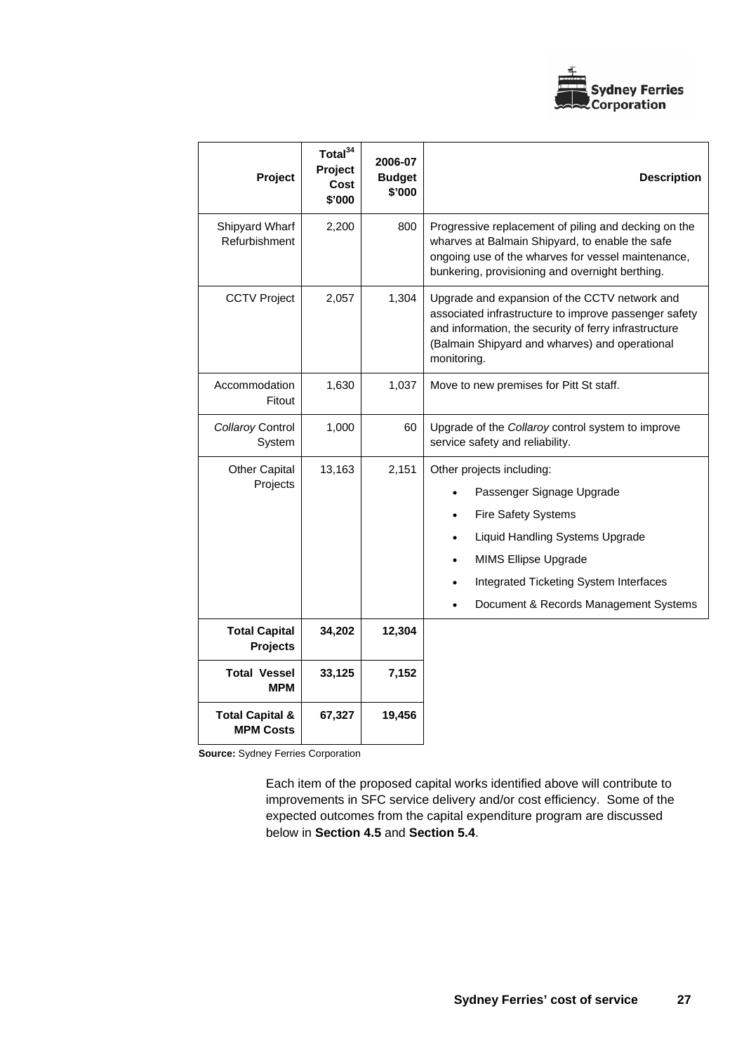| Project | Total[34] Project Cost $'000 | 2006-07 Budget $'000 | Description |
|---|---|---|---|
| Shipyard Wharf Refurbishment | 2,200 | 800 | Progressive replacement of piling and decking on the wharves at Balmain Shipyard, to enable the safe ongoing use of the wharves for vessel maintenance, bunkering, provisioning and overnight berthing. |
| CCTV Project | 2,057 | 1,304 | Upgrade and expansion of the CCTV network and associated infrastructure to improve passenger safety and information, the security of ferry infrastructure (Balmain Shipyard and wharves) and operational monitoring. |
| Accommodation Fitout | 1,630 | 1,037 | Move to new premises for Pitt St staff. |
| *Collaroy* Control System | 1,000 | 60 | Upgrade of the *Collaroy* control system to improve service safety and reliability. |
| Other Capital Projects | 13,163 | 2,151 | Other projects including:<br>• Passenger Signage Upgrade<br>• Fire Safety Systems<br>• Liquid Handling Systems Upgrade<br>• MIMS Ellipse Upgrade<br>• Integrated Ticketing System Interfaces<br>• Document & Records Management Systems |
| **Total Capital Projects** | **34,202** | **12,304** | |
| **Total Vessel MPM** | **33,125** | **7,152** | |
| **Total Capital & MPM Costs** | **67,327** | **19,456** | |

**Source:** Sydney Ferries Corporation

Each item of the proposed capital works identified above will contribute to improvements in SFC service delivery and/or cost efficiency. Some of the expected outcomes from the capital expenditure program are discussed below in **Section 4.5** and **Section 5.4**.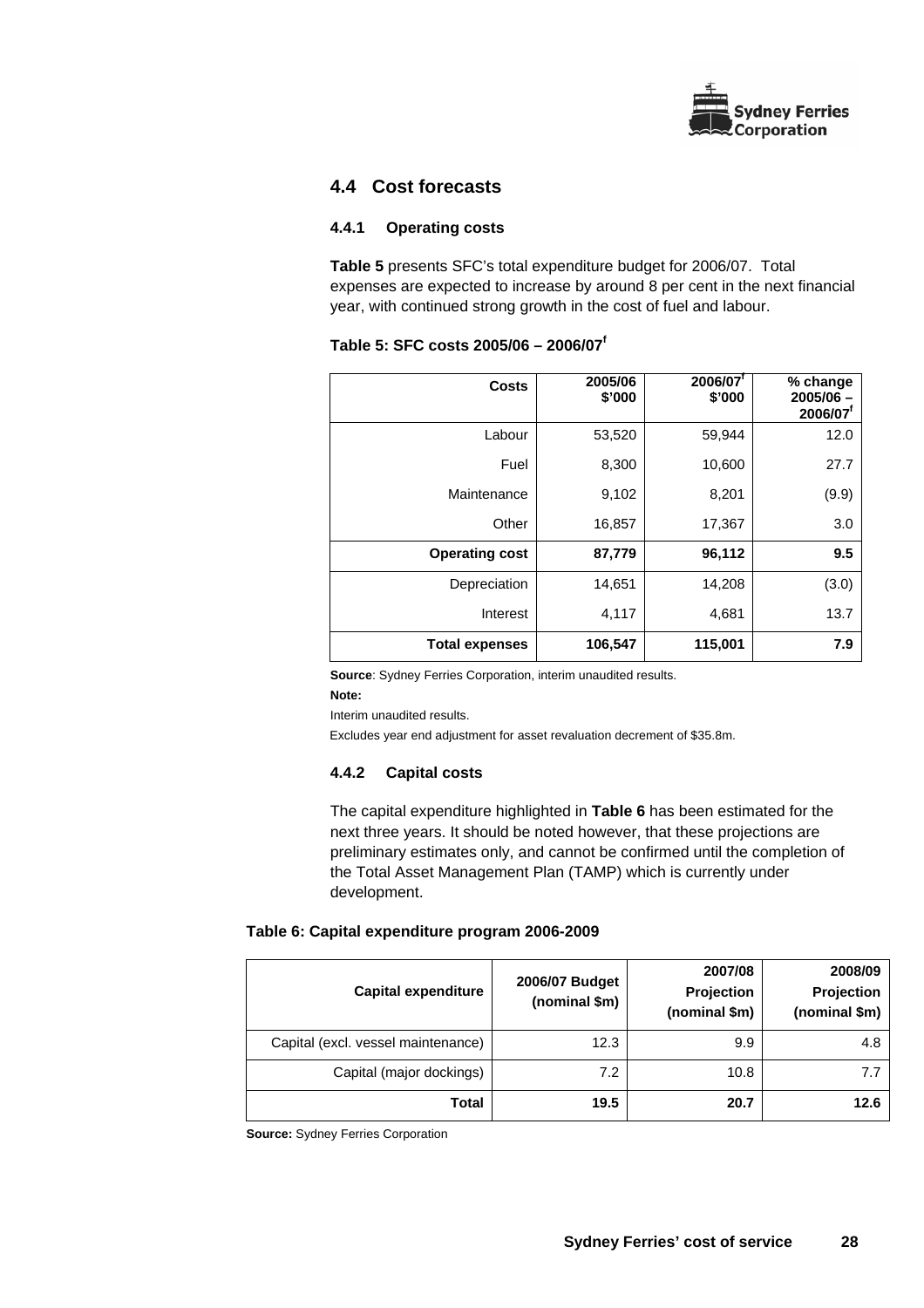## 4.4 Cost forecasts

### 4.4.1 Operating costs

**Table 5** presents SFC's total expenditure budget for 2006/07. Total expenses are expected to increase by around 8 per cent in the next financial year, with continued strong growth in the cost of fuel and labour.

**Table 5: SFC costs 2005/06 – 2006/07[f]**

| Costs | 2005/06 \$'000 | 2006/07[f] \$'000 | % change 2005/06 – 2006/07[f] |
|---|---|---|---|
| Labour | 53,520 | 59,944 | 12.0 |
| Fuel | 8,300 | 10,600 | 27.7 |
| Maintenance | 9,102 | 8,201 | (9.9) |
| Other | 16,857 | 17,367 | 3.0 |
| **Operating cost** | **87,779** | **96,112** | **9.5** |
| Depreciation | 14,651 | 14,208 | (3.0) |
| Interest | 4,117 | 4,681 | 13.7 |
| **Total expenses** | **106,547** | **115,001** | **7.9** |

**Source**: Sydney Ferries Corporation, interim unaudited results.

**Note:**

Interim unaudited results.

Excludes year end adjustment for asset revaluation decrement of \$35.8m.

### 4.4.2 Capital costs

The capital expenditure highlighted in **Table 6** has been estimated for the next three years. It should be noted however, that these projections are preliminary estimates only, and cannot be confirmed until the completion of the Total Asset Management Plan (TAMP) which is currently under development.

**Table 6: Capital expenditure program 2006-2009**

| Capital expenditure | 2006/07 Budget (nominal \$m) | 2007/08 Projection (nominal \$m) | 2008/09 Projection (nominal \$m) |
|---|---|---|---|
| Capital (excl. vessel maintenance) | 12.3 | 9.9 | 4.8 |
| Capital (major dockings) | 7.2 | 10.8 | 7.7 |
| **Total** | **19.5** | **20.7** | **12.6** |

**Source:** Sydney Ferries Corporation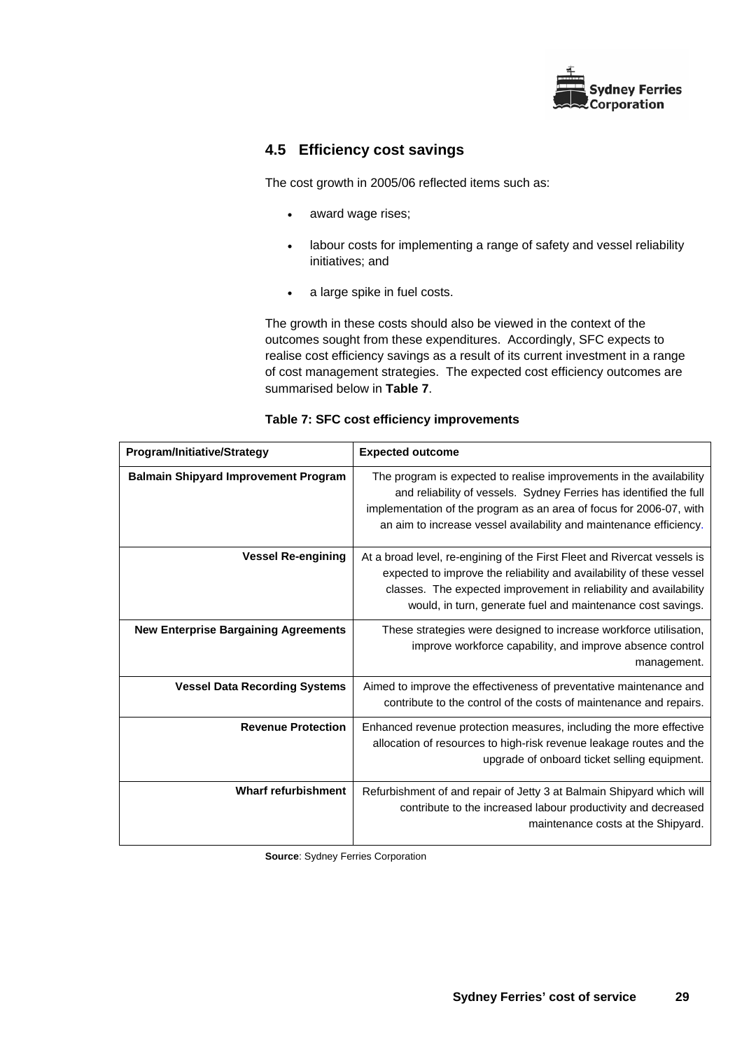## 4.5 Efficiency cost savings

The cost growth in 2005/06 reflected items such as:

- award wage rises;
- labour costs for implementing a range of safety and vessel reliability initiatives; and
- a large spike in fuel costs.

The growth in these costs should also be viewed in the context of the outcomes sought from these expenditures. Accordingly, SFC expects to realise cost efficiency savings as a result of its current investment in a range of cost management strategies. The expected cost efficiency outcomes are summarised below in **Table 7**.

**Table 7: SFC cost efficiency improvements**

| Program/Initiative/Strategy | Expected outcome |
|---|---|
| **Balmain Shipyard Improvement Program** | The program is expected to realise improvements in the availability and reliability of vessels. Sydney Ferries has identified the full implementation of the program as an area of focus for 2006-07, with an aim to increase vessel availability and maintenance efficiency. |
| **Vessel Re-engining** | At a broad level, re-engining of the First Fleet and Rivercat vessels is expected to improve the reliability and availability of these vessel classes. The expected improvement in reliability and availability would, in turn, generate fuel and maintenance cost savings. |
| **New Enterprise Bargaining Agreements** | These strategies were designed to increase workforce utilisation, improve workforce capability, and improve absence control management. |
| **Vessel Data Recording Systems** | Aimed to improve the effectiveness of preventative maintenance and contribute to the control of the costs of maintenance and repairs. |
| **Revenue Protection** | Enhanced revenue protection measures, including the more effective allocation of resources to high-risk revenue leakage routes and the upgrade of onboard ticket selling equipment. |
| **Wharf refurbishment** | Refurbishment of and repair of Jetty 3 at Balmain Shipyard which will contribute to the increased labour productivity and decreased maintenance costs at the Shipyard. |

**Source**: Sydney Ferries Corporation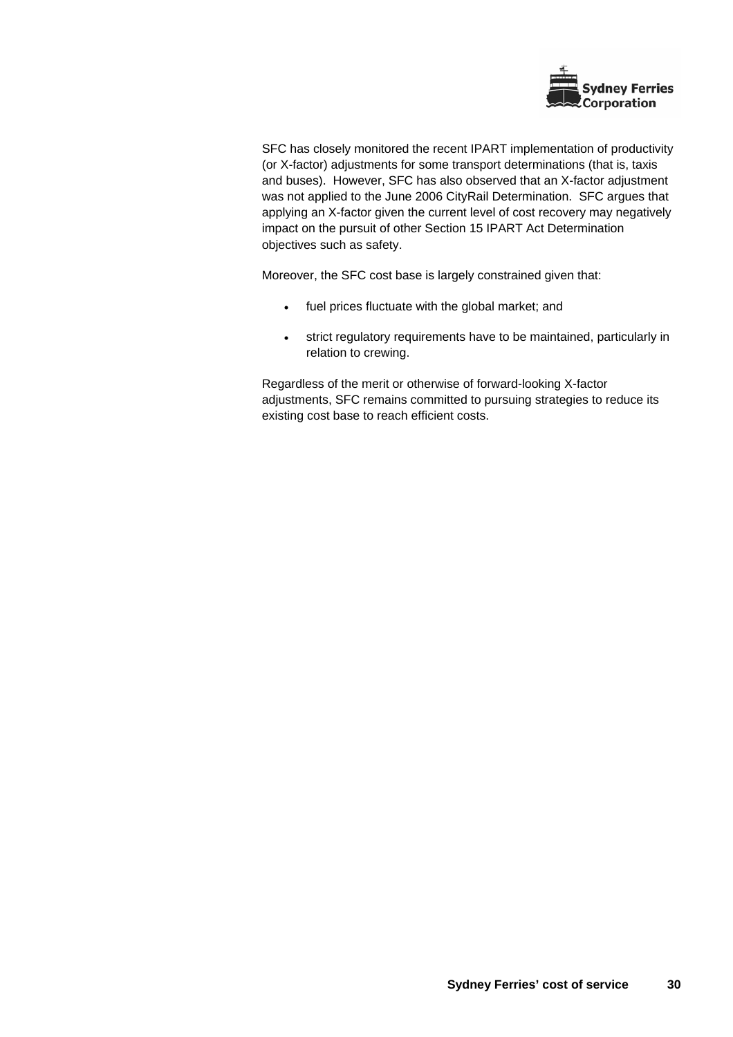SFC has closely monitored the recent IPART implementation of productivity (or X-factor) adjustments for some transport determinations (that is, taxis and buses). However, SFC has also observed that an X-factor adjustment was not applied to the June 2006 CityRail Determination. SFC argues that applying an X-factor given the current level of cost recovery may negatively impact on the pursuit of other Section 15 IPART Act Determination objectives such as safety.

Moreover, the SFC cost base is largely constrained given that:

- fuel prices fluctuate with the global market; and
- strict regulatory requirements have to be maintained, particularly in relation to crewing.

Regardless of the merit or otherwise of forward-looking X-factor adjustments, SFC remains committed to pursuing strategies to reduce its existing cost base to reach efficient costs.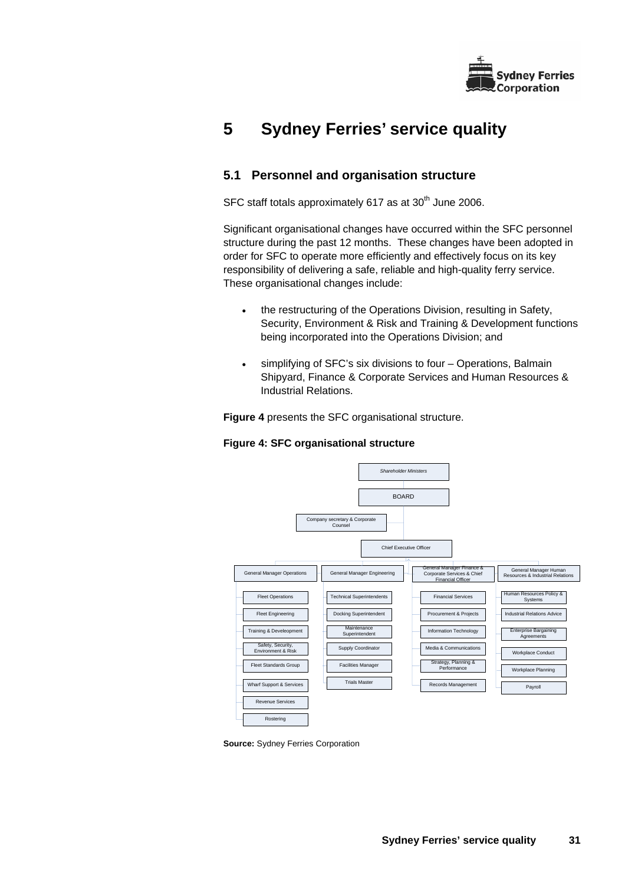# 5 Sydney Ferries' service quality

## 5.1 Personnel and organisation structure

SFC staff totals approximately 617 as at 30th June 2006.

Significant organisational changes have occurred within the SFC personnel structure during the past 12 months. These changes have been adopted in order for SFC to operate more efficiently and effectively focus on its key responsibility of delivering a safe, reliable and high-quality ferry service. These organisational changes include:

- the restructuring of the Operations Division, resulting in Safety, Security, Environment & Risk and Training & Development functions being incorporated into the Operations Division; and
- simplifying of SFC's six divisions to four – Operations, Balmain Shipyard, Finance & Corporate Services and Human Resources & Industrial Relations.

**Figure 4** presents the SFC organisational structure.

**Figure 4: SFC organisational structure**

- *Shareholder Ministers*
  - BOARD
    - Company secretary & Corporate Counsel
    - Chief Executive Officer
      - General Manager Operations
        - Fleet Operations
        - Fleet Engineering
        - Training & Develeopment
        - Safety, Security, Environment & Risk
        - Fleet Standards Group
        - Wharf Support & Services
        - Revenue Services
        - Rostering
      - General Manager Engineering
        - Technical Superintendents
        - Docking Superintendent
        - Maintenance Superintendent
        - Supply Coordinator
        - Facilities Manager
        - Trials Master
      - General Manager Finance & Corporate Services & Chief Financial Officer
        - Financial Services
        - Procurement & Projects
        - Information Technology
        - Media & Communications
        - Strategy, Planning & Performance
        - Records Management
      - General Manager Human Resources & Industrial Relations
        - Human Resources Policy & Systems
        - Industrial Relations Advice
        - Enterprise Bargaining Agreements
        - Workplace Conduct
        - Workplace Planning
        - Payroll

**Source:** Sydney Ferries Corporation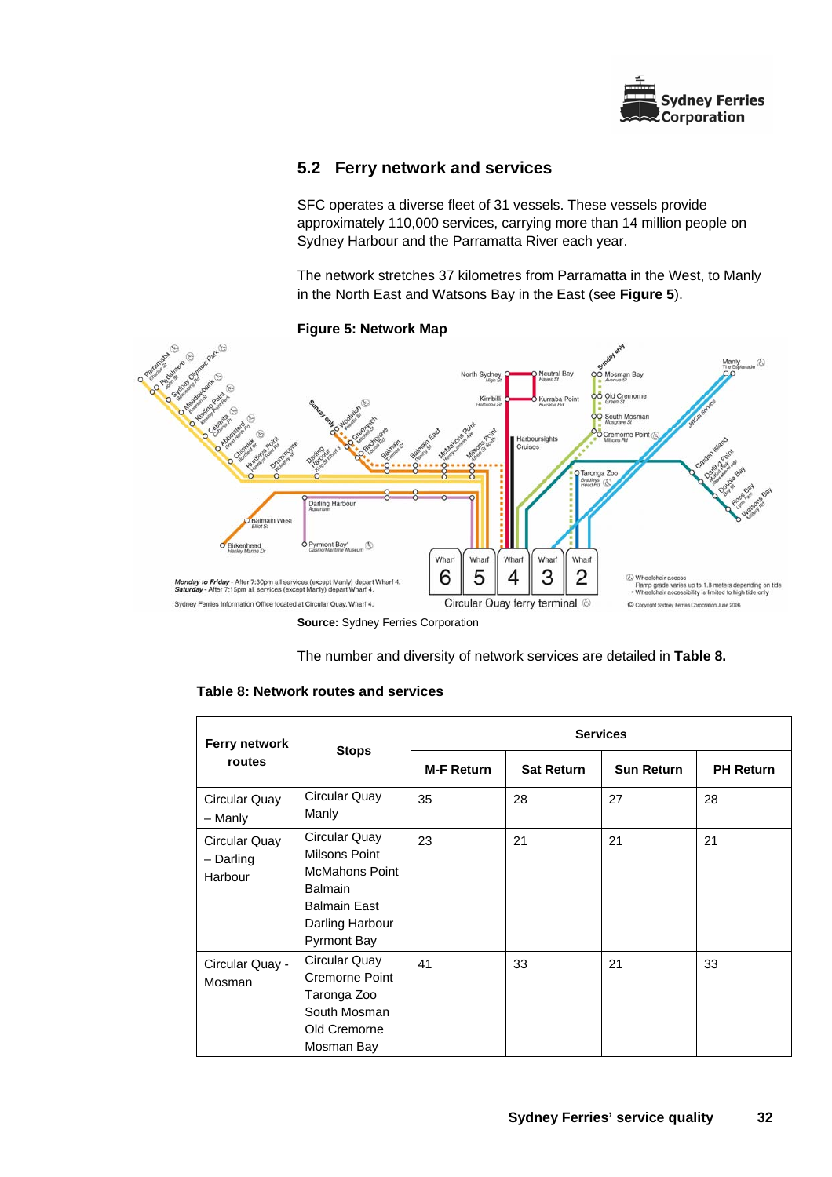## 5.2 Ferry network and services

SFC operates a diverse fleet of 31 vessels. These vessels provide approximately 110,000 services, carrying more than 14 million people on Sydney Harbour and the Parramatta River each year.

The network stretches 37 kilometres from Parramatta in the West, to Manly in the North East and Watsons Bay in the East (see **Figure 5**).

**Figure 5: Network Map**

**Source:** Sydney Ferries Corporation

The number and diversity of network services are detailed in **Table 8.**

**Table 8: Network routes and services**

| Ferry network routes | Stops | Services | | | |
|---|---|---|---|---|---|
| | | M-F Return | Sat Return | Sun Return | PH Return |
| Circular Quay – Manly | Circular Quay<br>Manly | 35 | 28 | 27 | 28 |
| Circular Quay – Darling Harbour | Circular Quay<br>Milsons Point<br>McMahons Point<br>Balmain<br>Balmain East<br>Darling Harbour<br>Pyrmont Bay | 23 | 21 | 21 | 21 |
| Circular Quay - Mosman | Circular Quay<br>Cremorne Point<br>Taronga Zoo<br>South Mosman<br>Old Cremorne<br>Mosman Bay | 41 | 33 | 21 | 33 |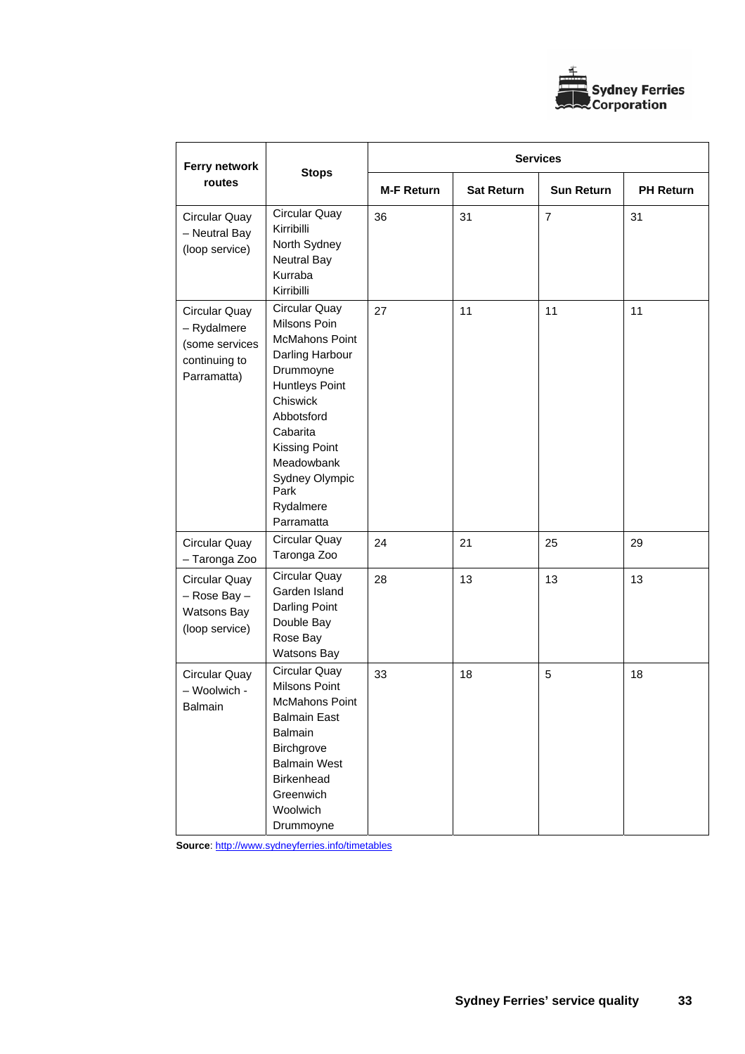| Ferry network routes | Stops | Services | | | |
|---|---|---|---|---|---|
| | | M-F Return | Sat Return | Sun Return | PH Return |
| Circular Quay – Neutral Bay (loop service) | Circular Quay<br>Kirribilli<br>North Sydney<br>Neutral Bay<br>Kurraba<br>Kirribilli | 36 | 31 | 7 | 31 |
| Circular Quay – Rydalmere (some services continuing to Parramatta) | Circular Quay<br>Milsons Poin<br>McMahons Point<br>Darling Harbour<br>Drummoyne<br>Huntleys Point<br>Chiswick<br>Abbotsford<br>Cabarita<br>Kissing Point<br>Meadowbank<br>Sydney Olympic Park<br>Rydalmere<br>Parramatta | 27 | 11 | 11 | 11 |
| Circular Quay – Taronga Zoo | Circular Quay<br>Taronga Zoo | 24 | 21 | 25 | 29 |
| Circular Quay – Rose Bay – Watsons Bay (loop service) | Circular Quay<br>Garden Island<br>Darling Point<br>Double Bay<br>Rose Bay<br>Watsons Bay | 28 | 13 | 13 | 13 |
| Circular Quay – Woolwich - Balmain | Circular Quay<br>Milsons Point<br>McMahons Point<br>Balmain East<br>Balmain<br>Birchgrove<br>Balmain West<br>Birkenhead<br>Greenwich<br>Woolwich<br>Drummoyne | 33 | 18 | 5 | 18 |

**Source**: http://www.sydneyferries.info/timetables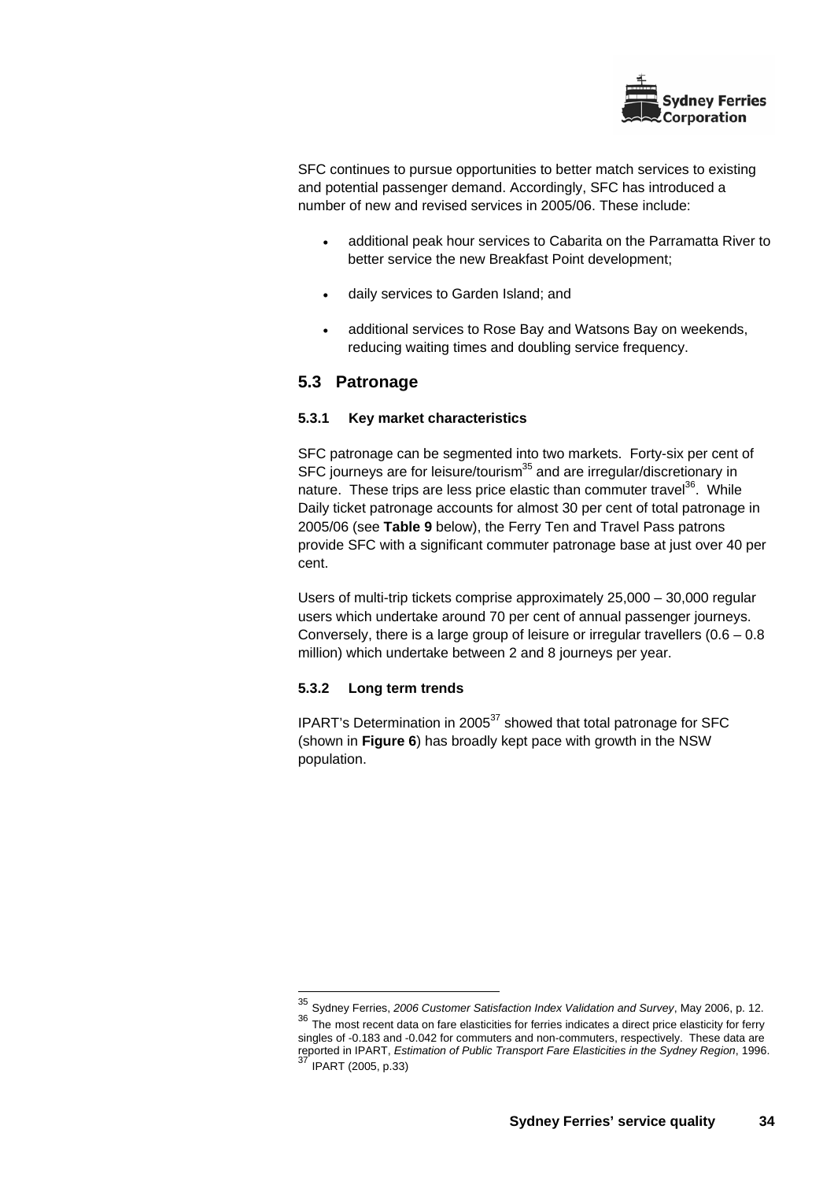SFC continues to pursue opportunities to better match services to existing and potential passenger demand. Accordingly, SFC has introduced a number of new and revised services in 2005/06. These include:

- additional peak hour services to Cabarita on the Parramatta River to better service the new Breakfast Point development;
- daily services to Garden Island; and
- additional services to Rose Bay and Watsons Bay on weekends, reducing waiting times and doubling service frequency.

## 5.3 Patronage

### 5.3.1 Key market characteristics

SFC patronage can be segmented into two markets. Forty-six per cent of SFC journeys are for leisure/tourism[35] and are irregular/discretionary in nature. These trips are less price elastic than commuter travel[36]. While Daily ticket patronage accounts for almost 30 per cent of total patronage in 2005/06 (see **Table 9** below), the Ferry Ten and Travel Pass patrons provide SFC with a significant commuter patronage base at just over 40 per cent.

Users of multi-trip tickets comprise approximately 25,000 – 30,000 regular users which undertake around 70 per cent of annual passenger journeys. Conversely, there is a large group of leisure or irregular travellers (0.6 – 0.8 million) which undertake between 2 and 8 journeys per year.

### 5.3.2 Long term trends

IPART's Determination in 2005[37] showed that total patronage for SFC (shown in **Figure 6**) has broadly kept pace with growth in the NSW population.

---

[35] Sydney Ferries, *2006 Customer Satisfaction Index Validation and Survey*, May 2006, p. 12.

[36] The most recent data on fare elasticities for ferries indicates a direct price elasticity for ferry singles of -0.183 and -0.042 for commuters and non-commuters, respectively. These data are reported in IPART, *Estimation of Public Transport Fare Elasticities in the Sydney Region*, 1996.

[37] IPART (2005, p.33)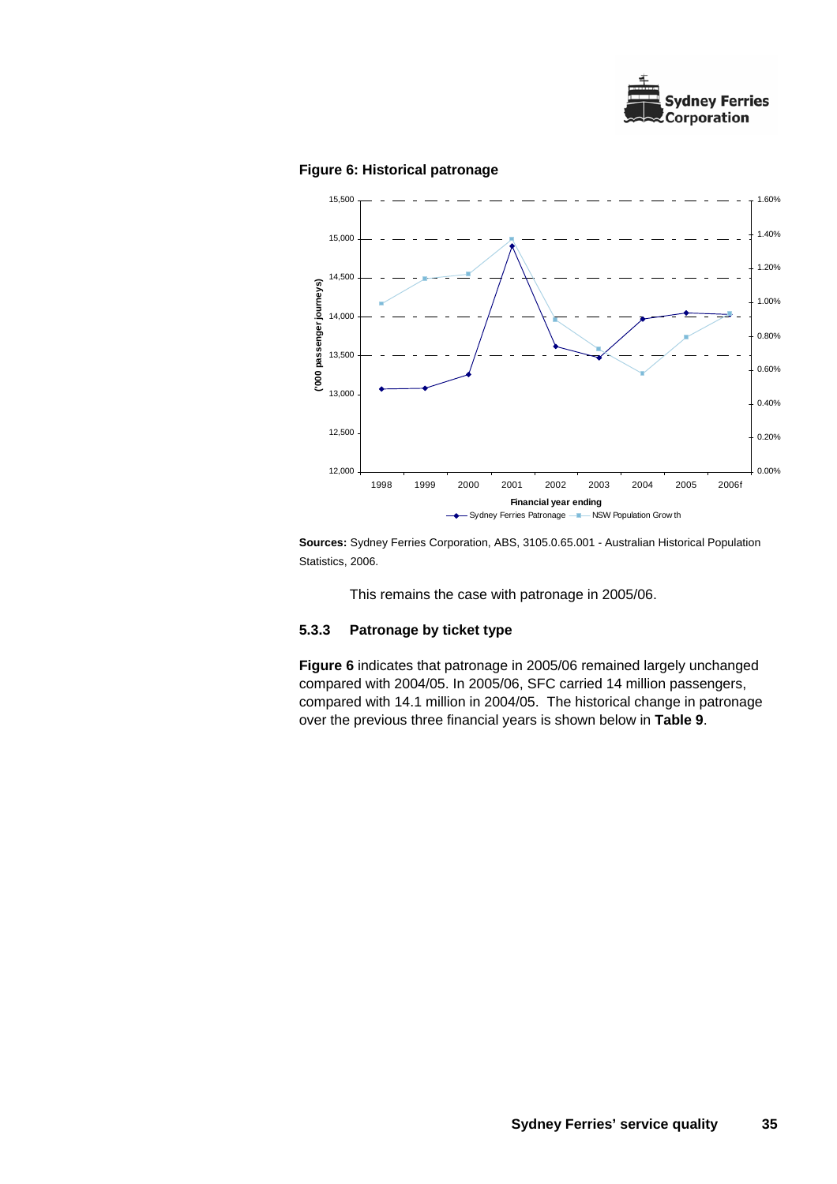**Figure 6: Historical patronage**

**Sources:** Sydney Ferries Corporation, ABS, 3105.0.65.001 - Australian Historical Population Statistics, 2006.

This remains the case with patronage in 2005/06.

### 5.3.3 Patronage by ticket type

**Figure 6** indicates that patronage in 2005/06 remained largely unchanged compared with 2004/05. In 2005/06, SFC carried 14 million passengers, compared with 14.1 million in 2004/05. The historical change in patronage over the previous three financial years is shown below in **Table 9**.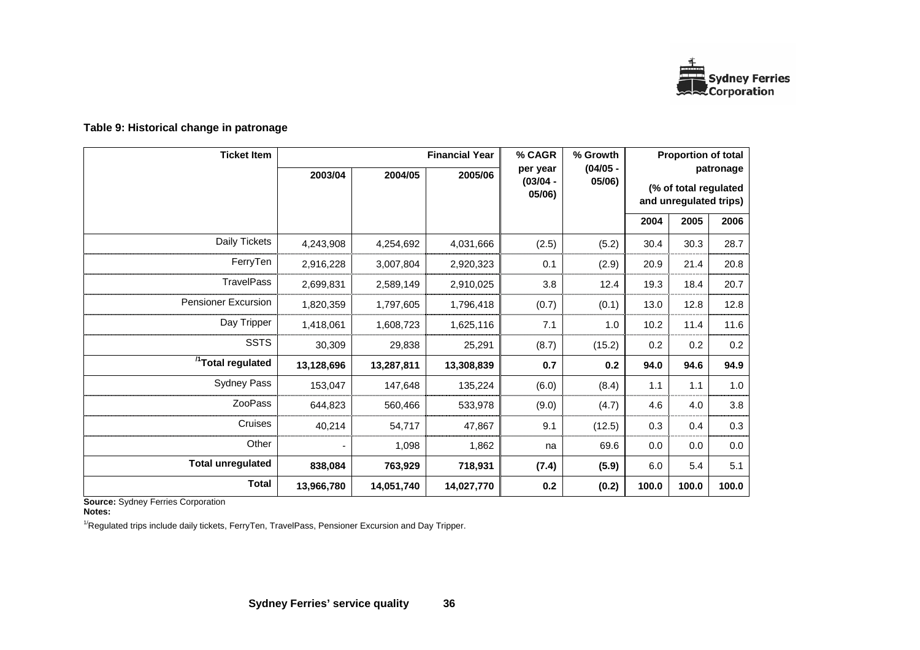**Table 9: Historical change in patronage**

| Ticket Item | Financial Year | | | % CAGR per year (03/04 - 05/06) | % Growth (04/05 - 05/06) | Proportion of total patronage (% of total regulated and unregulated trips) | | |
|---|---|---|---|---|---|---|---|---|
| | 2003/04 | 2004/05 | 2005/06 | | | 2004 | 2005 | 2006 |
| Daily Tickets | 4,243,908 | 4,254,692 | 4,031,666 | (2.5) | (5.2) | 30.4 | 30.3 | 28.7 |
| FerryTen | 2,916,228 | 3,007,804 | 2,920,323 | 0.1 | (2.9) | 20.9 | 21.4 | 20.8 |
| TravelPass | 2,699,831 | 2,589,149 | 2,910,025 | 3.8 | 12.4 | 19.3 | 18.4 | 20.7 |
| Pensioner Excursion | 1,820,359 | 1,797,605 | 1,796,418 | (0.7) | (0.1) | 13.0 | 12.8 | 12.8 |
| Day Tripper | 1,418,061 | 1,608,723 | 1,625,116 | 7.1 | 1.0 | 10.2 | 11.4 | 11.6 |
| SSTS | 30,309 | 29,838 | 25,291 | (8.7) | (15.2) | 0.2 | 0.2 | 0.2 |
| **[/1]Total regulated** | **13,128,696** | **13,287,811** | **13,308,839** | **0.7** | **0.2** | **94.0** | **94.6** | **94.9** |
| Sydney Pass | 153,047 | 147,648 | 135,224 | (6.0) | (8.4) | 1.1 | 1.1 | 1.0 |
| ZooPass | 644,823 | 560,466 | 533,978 | (9.0) | (4.7) | 4.6 | 4.0 | 3.8 |
| Cruises | 40,214 | 54,717 | 47,867 | 9.1 | (12.5) | 0.3 | 0.4 | 0.3 |
| Other | - | 1,098 | 1,862 | na | 69.6 | 0.0 | 0.0 | 0.0 |
| **Total unregulated** | **838,084** | **763,929** | **718,931** | **(7.4)** | **(5.9)** | 6.0 | 5.4 | 5.1 |
| **Total** | **13,966,780** | **14,051,740** | **14,027,770** | **0.2** | **(0.2)** | **100.0** | **100.0** | **100.0** |

**Source:** Sydney Ferries Corporation
**Notes:**

[1/]Regulated trips include daily tickets, FerryTen, TravelPass, Pensioner Excursion and Day Tripper.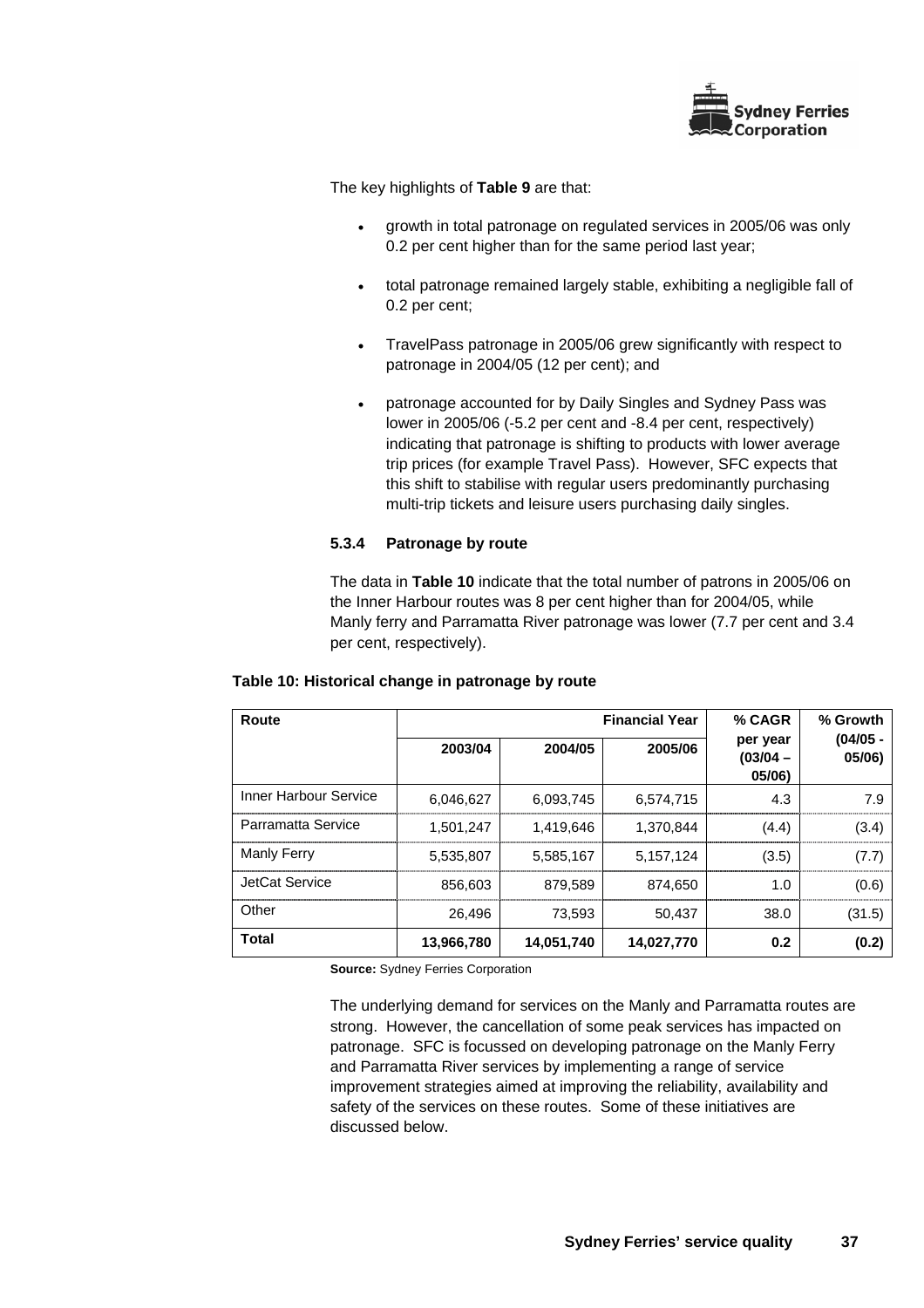The key highlights of **Table 9** are that:

- growth in total patronage on regulated services in 2005/06 was only 0.2 per cent higher than for the same period last year;
- total patronage remained largely stable, exhibiting a negligible fall of 0.2 per cent;
- TravelPass patronage in 2005/06 grew significantly with respect to patronage in 2004/05 (12 per cent); and
- patronage accounted for by Daily Singles and Sydney Pass was lower in 2005/06 (-5.2 per cent and -8.4 per cent, respectively) indicating that patronage is shifting to products with lower average trip prices (for example Travel Pass). However, SFC expects that this shift to stabilise with regular users predominantly purchasing multi-trip tickets and leisure users purchasing daily singles.

### 5.3.4 Patronage by route

The data in **Table 10** indicate that the total number of patrons in 2005/06 on the Inner Harbour routes was 8 per cent higher than for 2004/05, while Manly ferry and Parramatta River patronage was lower (7.7 per cent and 3.4 per cent, respectively).

**Table 10: Historical change in patronage by route**

| Route | Financial Year | | | % CAGR per year (03/04 – 05/06) | % Growth (04/05 - 05/06) |
|---|---|---|---|---|---|
| | 2003/04 | 2004/05 | 2005/06 | | |
| Inner Harbour Service | 6,046,627 | 6,093,745 | 6,574,715 | 4.3 | 7.9 |
| Parramatta Service | 1,501,247 | 1,419,646 | 1,370,844 | (4.4) | (3.4) |
| Manly Ferry | 5,535,807 | 5,585,167 | 5,157,124 | (3.5) | (7.7) |
| JetCat Service | 856,603 | 879,589 | 874,650 | 1.0 | (0.6) |
| Other | 26,496 | 73,593 | 50,437 | 38.0 | (31.5) |
| **Total** | **13,966,780** | **14,051,740** | **14,027,770** | **0.2** | **(0.2)** |

**Source:** Sydney Ferries Corporation

The underlying demand for services on the Manly and Parramatta routes are strong. However, the cancellation of some peak services has impacted on patronage. SFC is focussed on developing patronage on the Manly Ferry and Parramatta River services by implementing a range of service improvement strategies aimed at improving the reliability, availability and safety of the services on these routes. Some of these initiatives are discussed below.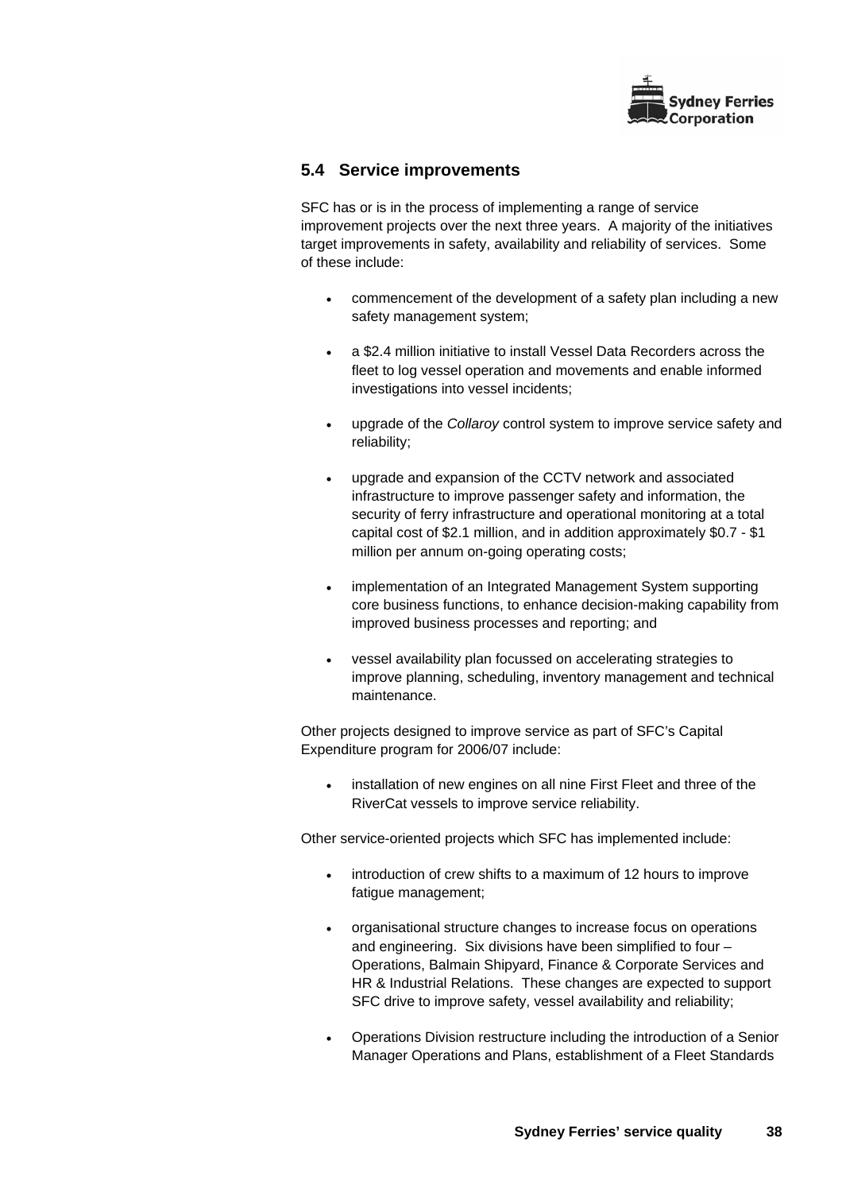## 5.4 Service improvements

SFC has or is in the process of implementing a range of service improvement projects over the next three years. A majority of the initiatives target improvements in safety, availability and reliability of services. Some of these include:

- commencement of the development of a safety plan including a new safety management system;
- a $2.4 million initiative to install Vessel Data Recorders across the fleet to log vessel operation and movements and enable informed investigations into vessel incidents;
- upgrade of the *Collaroy* control system to improve service safety and reliability;
- upgrade and expansion of the CCTV network and associated infrastructure to improve passenger safety and information, the security of ferry infrastructure and operational monitoring at a total capital cost of $2.1 million, and in addition approximately $0.7 - $1 million per annum on-going operating costs;
- implementation of an Integrated Management System supporting core business functions, to enhance decision-making capability from improved business processes and reporting; and
- vessel availability plan focussed on accelerating strategies to improve planning, scheduling, inventory management and technical maintenance.

Other projects designed to improve service as part of SFC's Capital Expenditure program for 2006/07 include:

- installation of new engines on all nine First Fleet and three of the RiverCat vessels to improve service reliability.

Other service-oriented projects which SFC has implemented include:

- introduction of crew shifts to a maximum of 12 hours to improve fatigue management;
- organisational structure changes to increase focus on operations and engineering. Six divisions have been simplified to four – Operations, Balmain Shipyard, Finance & Corporate Services and HR & Industrial Relations. These changes are expected to support SFC drive to improve safety, vessel availability and reliability;
- Operations Division restructure including the introduction of a Senior Manager Operations and Plans, establishment of a Fleet Standards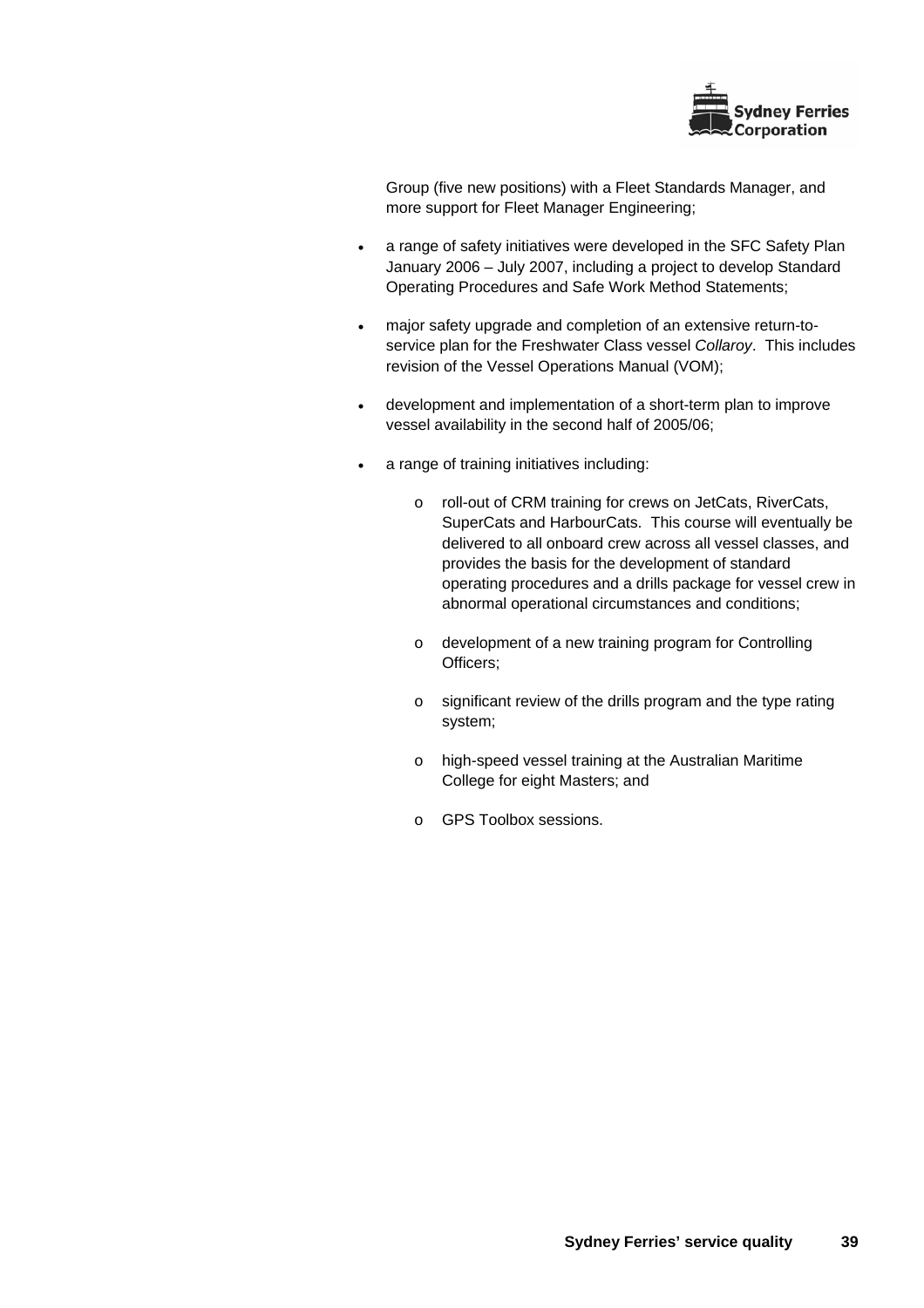Group (five new positions) with a Fleet Standards Manager, and more support for Fleet Manager Engineering;

- a range of safety initiatives were developed in the SFC Safety Plan January 2006 – July 2007, including a project to develop Standard Operating Procedures and Safe Work Method Statements;
- major safety upgrade and completion of an extensive return-to-service plan for the Freshwater Class vessel *Collaroy*. This includes revision of the Vessel Operations Manual (VOM);
- development and implementation of a short-term plan to improve vessel availability in the second half of 2005/06;
- a range of training initiatives including:
  - roll-out of CRM training for crews on JetCats, RiverCats, SuperCats and HarbourCats. This course will eventually be delivered to all onboard crew across all vessel classes, and provides the basis for the development of standard operating procedures and a drills package for vessel crew in abnormal operational circumstances and conditions;
  - development of a new training program for Controlling Officers;
  - significant review of the drills program and the type rating system;
  - high-speed vessel training at the Australian Maritime College for eight Masters; and
  - GPS Toolbox sessions.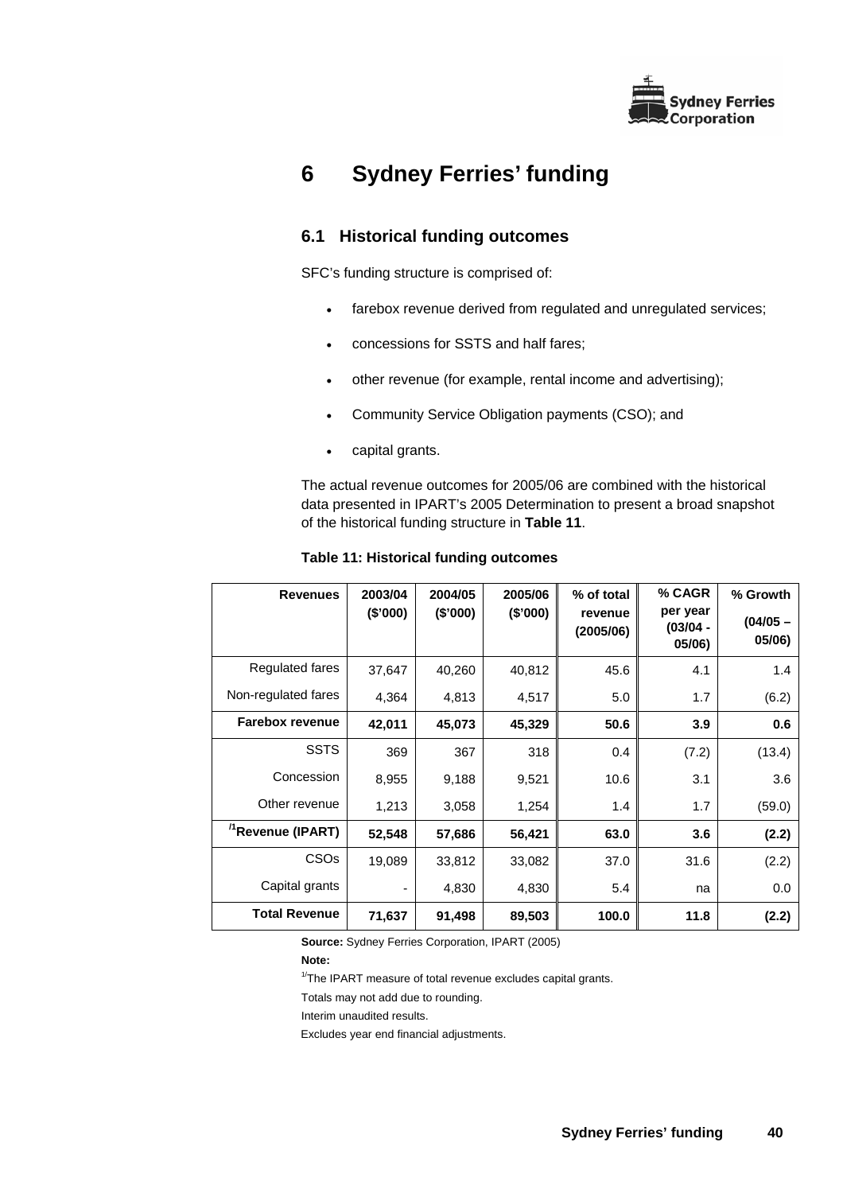# 6 Sydney Ferries' funding

## 6.1 Historical funding outcomes

SFC's funding structure is comprised of:

- farebox revenue derived from regulated and unregulated services;
- concessions for SSTS and half fares;
- other revenue (for example, rental income and advertising);
- Community Service Obligation payments (CSO); and
- capital grants.

The actual revenue outcomes for 2005/06 are combined with the historical data presented in IPART's 2005 Determination to present a broad snapshot of the historical funding structure in **Table 11**.

**Table 11: Historical funding outcomes**

| Revenues | 2003/04 ($'000) | 2004/05 ($'000) | 2005/06 ($'000) | % of total revenue (2005/06) | % CAGR per year (03/04 - 05/06) | % Growth (04/05 – 05/06) |
|---|---|---|---|---|---|---|
| Regulated fares | 37,647 | 40,260 | 40,812 | 45.6 | 4.1 | 1.4 |
| Non-regulated fares | 4,364 | 4,813 | 4,517 | 5.0 | 1.7 | (6.2) |
| **Farebox revenue** | **42,011** | **45,073** | **45,329** | **50.6** | **3.9** | **0.6** |
| SSTS | 369 | 367 | 318 | 0.4 | (7.2) | (13.4) |
| Concession | 8,955 | 9,188 | 9,521 | 10.6 | 3.1 | 3.6 |
| Other revenue | 1,213 | 3,058 | 1,254 | 1.4 | 1.7 | (59.0) |
| **[/1]Revenue (IPART)** | **52,548** | **57,686** | **56,421** | **63.0** | **3.6** | **(2.2)** |
| CSOs | 19,089 | 33,812 | 33,082 | 37.0 | 31.6 | (2.2) |
| Capital grants | - | 4,830 | 4,830 | 5.4 | na | 0.0 |
| **Total Revenue** | **71,637** | **91,498** | **89,503** | **100.0** | **11.8** | **(2.2)** |

**Source:** Sydney Ferries Corporation, IPART (2005)

**Note:**

[1/]The IPART measure of total revenue excludes capital grants.

Totals may not add due to rounding.

Interim unaudited results.

Excludes year end financial adjustments.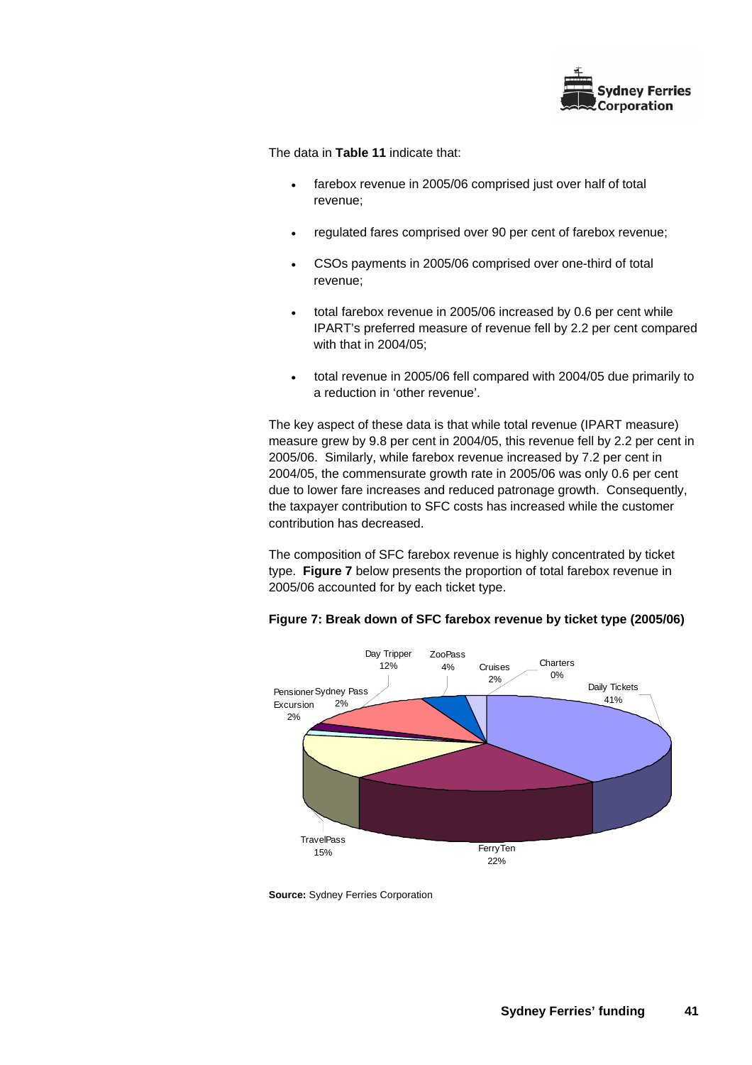The data in **Table 11** indicate that:

- farebox revenue in 2005/06 comprised just over half of total revenue;
- regulated fares comprised over 90 per cent of farebox revenue;
- CSOs payments in 2005/06 comprised over one-third of total revenue;
- total farebox revenue in 2005/06 increased by 0.6 per cent while IPART's preferred measure of revenue fell by 2.2 per cent compared with that in 2004/05;
- total revenue in 2005/06 fell compared with 2004/05 due primarily to a reduction in 'other revenue'.

The key aspect of these data is that while total revenue (IPART measure) measure grew by 9.8 per cent in 2004/05, this revenue fell by 2.2 per cent in 2005/06. Similarly, while farebox revenue increased by 7.2 per cent in 2004/05, the commensurate growth rate in 2005/06 was only 0.6 per cent due to lower fare increases and reduced patronage growth. Consequently, the taxpayer contribution to SFC costs has increased while the customer contribution has decreased.

The composition of SFC farebox revenue is highly concentrated by ticket type. **Figure 7** below presents the proportion of total farebox revenue in 2005/06 accounted for by each ticket type.

**Figure 7: Break down of SFC farebox revenue by ticket type (2005/06)**

| Ticket type | Share |
|---|---|
| Daily Tickets | 41% |
| FerryTen | 22% |
| TravelPass | 15% |
| Pensioner Excursion | 2% |
| Sydney Pass | 2% |
| Day Tripper | 12% |
| ZooPass | 4% |
| Cruises | 2% |
| Charters | 0% |

**Source:** Sydney Ferries Corporation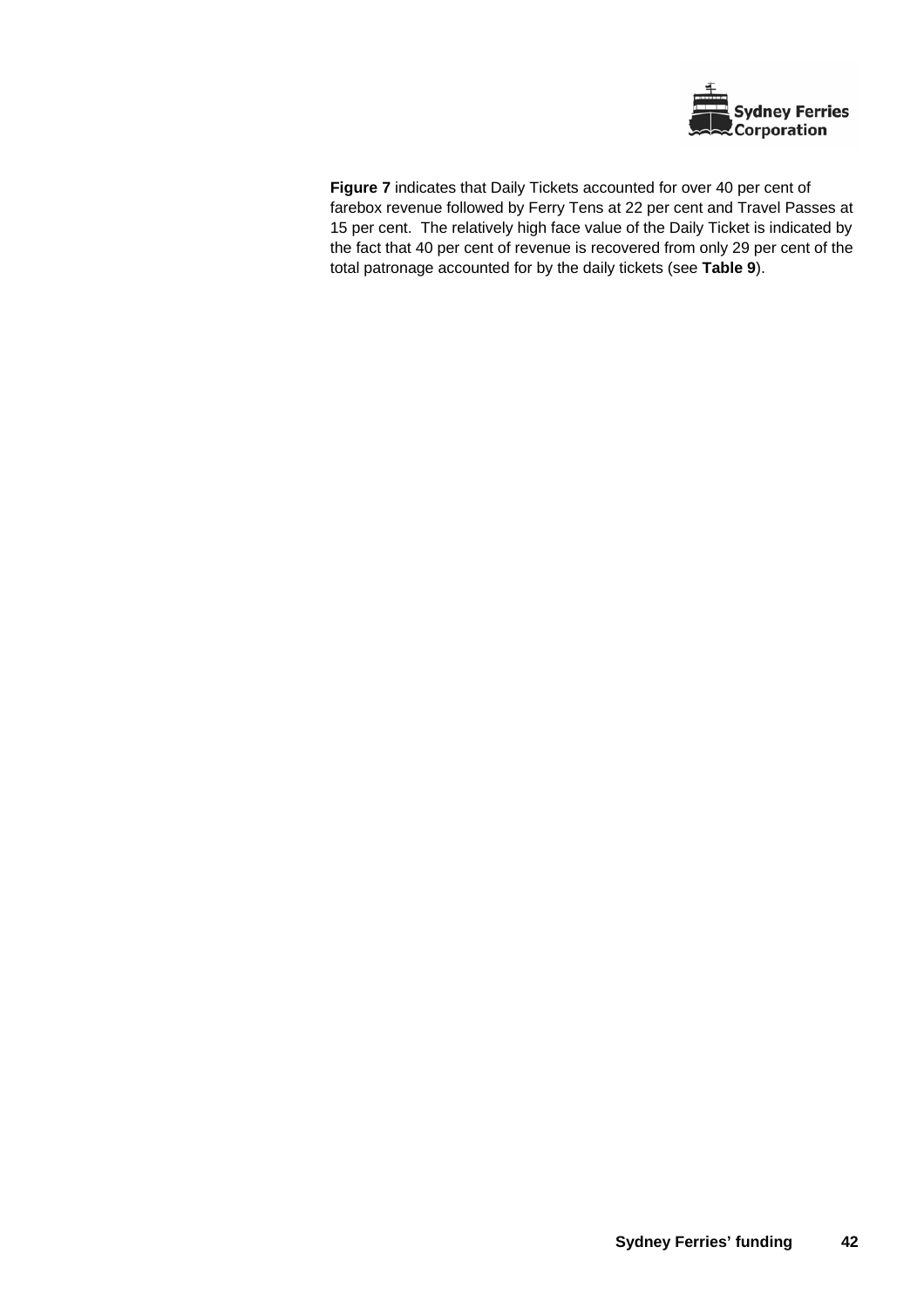**Figure 7** indicates that Daily Tickets accounted for over 40 per cent of farebox revenue followed by Ferry Tens at 22 per cent and Travel Passes at 15 per cent. The relatively high face value of the Daily Ticket is indicated by the fact that 40 per cent of revenue is recovered from only 29 per cent of the total patronage accounted for by the daily tickets (see **Table 9**).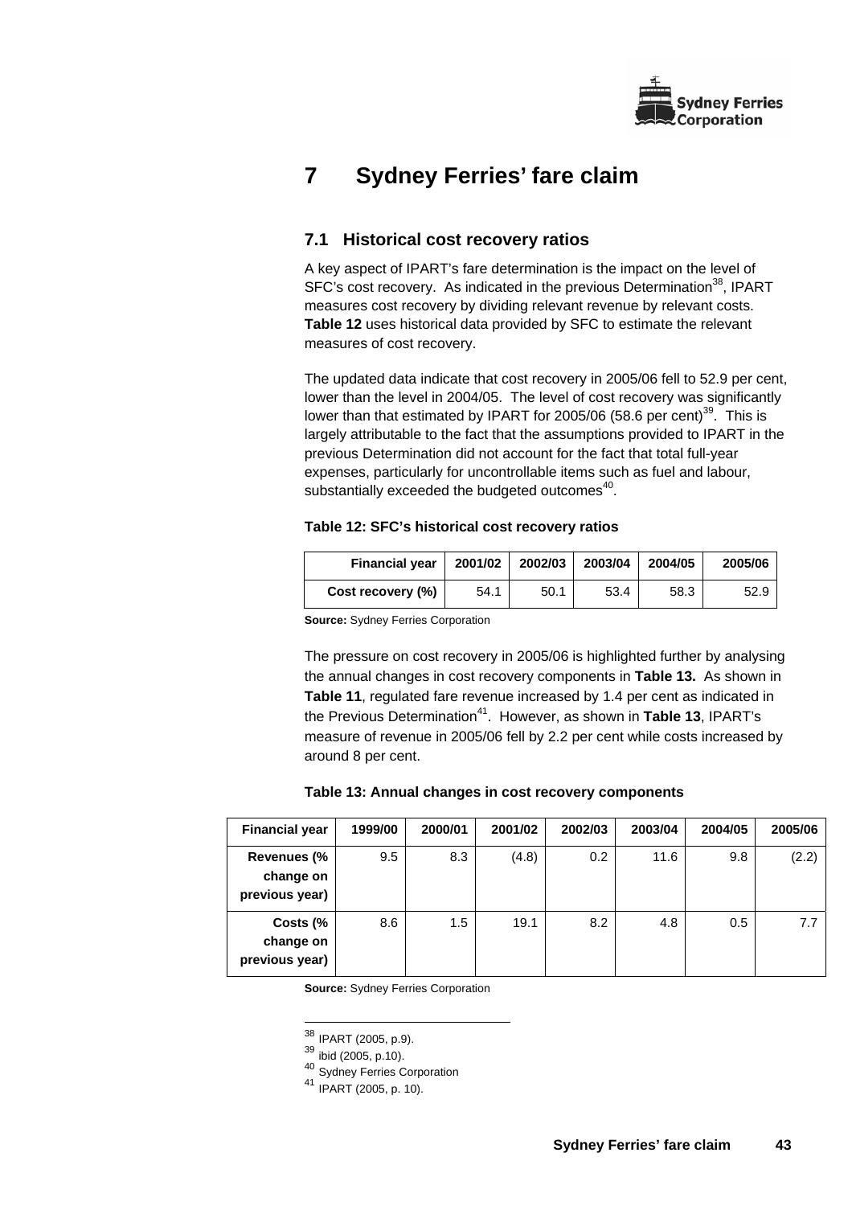# 7 Sydney Ferries' fare claim

## 7.1 Historical cost recovery ratios

A key aspect of IPART's fare determination is the impact on the level of SFC's cost recovery. As indicated in the previous Determination[38], IPART measures cost recovery by dividing relevant revenue by relevant costs. **Table 12** uses historical data provided by SFC to estimate the relevant measures of cost recovery.

The updated data indicate that cost recovery in 2005/06 fell to 52.9 per cent, lower than the level in 2004/05. The level of cost recovery was significantly lower than that estimated by IPART for 2005/06 (58.6 per cent)[39]. This is largely attributable to the fact that the assumptions provided to IPART in the previous Determination did not account for the fact that total full-year expenses, particularly for uncontrollable items such as fuel and labour, substantially exceeded the budgeted outcomes[40].

**Table 12: SFC's historical cost recovery ratios**

| Financial year | 2001/02 | 2002/03 | 2003/04 | 2004/05 | 2005/06 |
|---|---|---|---|---|---|
| Cost recovery (%) | 54.1 | 50.1 | 53.4 | 58.3 | 52.9 |

**Source:** Sydney Ferries Corporation

The pressure on cost recovery in 2005/06 is highlighted further by analysing the annual changes in cost recovery components in **Table 13.** As shown in **Table 11**, regulated fare revenue increased by 1.4 per cent as indicated in the Previous Determination[41]. However, as shown in **Table 13**, IPART's measure of revenue in 2005/06 fell by 2.2 per cent while costs increased by around 8 per cent.

**Table 13: Annual changes in cost recovery components**

| Financial year | 1999/00 | 2000/01 | 2001/02 | 2002/03 | 2003/04 | 2004/05 | 2005/06 |
|---|---|---|---|---|---|---|---|
| Revenues (% change on previous year) | 9.5 | 8.3 | (4.8) | 0.2 | 11.6 | 9.8 | (2.2) |
| Costs (% change on previous year) | 8.6 | 1.5 | 19.1 | 8.2 | 4.8 | 0.5 | 7.7 |

**Source:** Sydney Ferries Corporation

---

[38] IPART (2005, p.9).

[39] ibid (2005, p.10).

[40] Sydney Ferries Corporation

[41] IPART (2005, p. 10).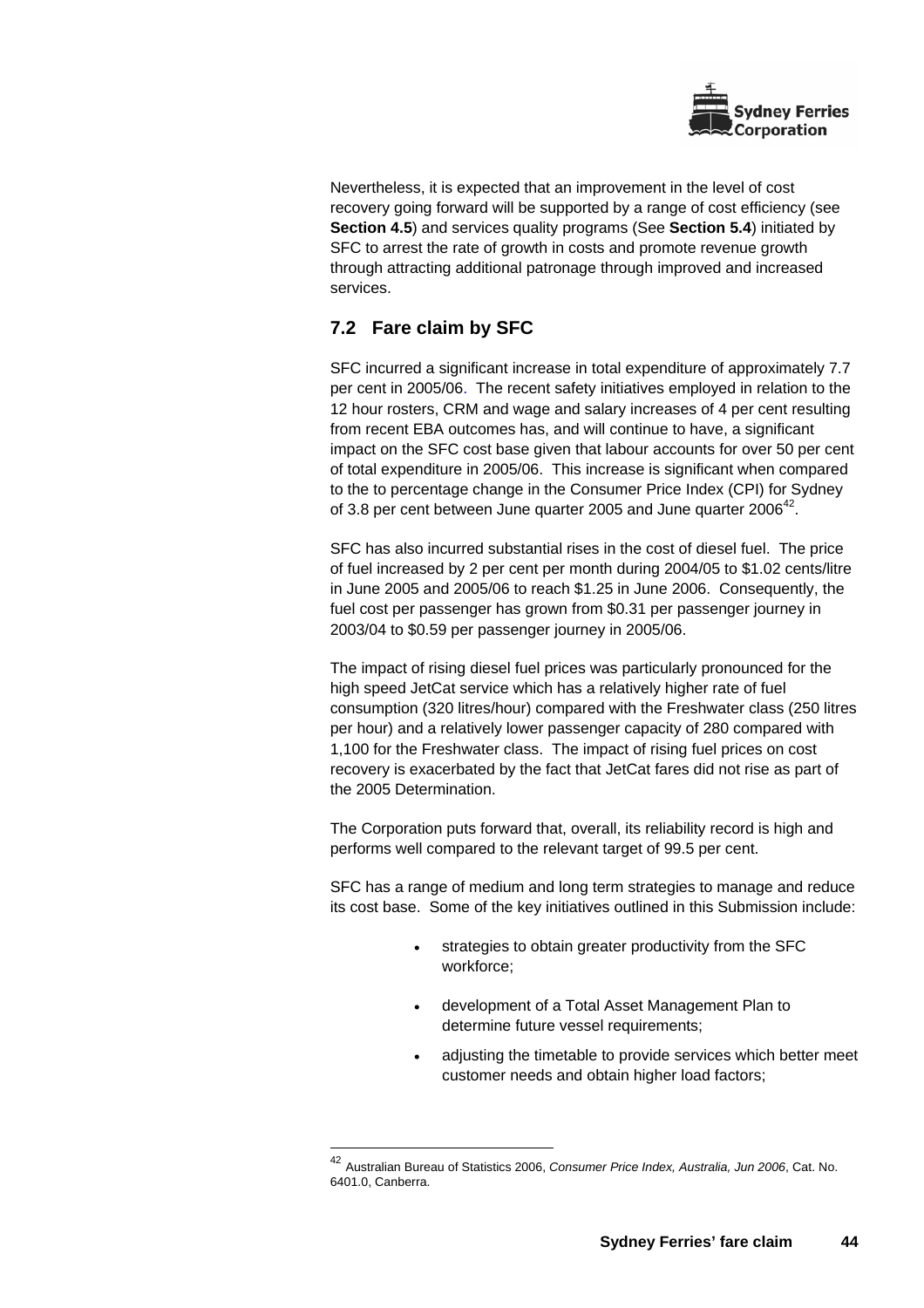Nevertheless, it is expected that an improvement in the level of cost recovery going forward will be supported by a range of cost efficiency (see **Section 4.5**) and services quality programs (See **Section 5.4**) initiated by SFC to arrest the rate of growth in costs and promote revenue growth through attracting additional patronage through improved and increased services.

## 7.2 Fare claim by SFC

SFC incurred a significant increase in total expenditure of approximately 7.7 per cent in 2005/06. The recent safety initiatives employed in relation to the 12 hour rosters, CRM and wage and salary increases of 4 per cent resulting from recent EBA outcomes has, and will continue to have, a significant impact on the SFC cost base given that labour accounts for over 50 per cent of total expenditure in 2005/06. This increase is significant when compared to the to percentage change in the Consumer Price Index (CPI) for Sydney of 3.8 per cent between June quarter 2005 and June quarter 2006[42].

SFC has also incurred substantial rises in the cost of diesel fuel. The price of fuel increased by 2 per cent per month during 2004/05 to $1.02 cents/litre in June 2005 and 2005/06 to reach $1.25 in June 2006. Consequently, the fuel cost per passenger has grown from $0.31 per passenger journey in 2003/04 to $0.59 per passenger journey in 2005/06.

The impact of rising diesel fuel prices was particularly pronounced for the high speed JetCat service which has a relatively higher rate of fuel consumption (320 litres/hour) compared with the Freshwater class (250 litres per hour) and a relatively lower passenger capacity of 280 compared with 1,100 for the Freshwater class. The impact of rising fuel prices on cost recovery is exacerbated by the fact that JetCat fares did not rise as part of the 2005 Determination.

The Corporation puts forward that, overall, its reliability record is high and performs well compared to the relevant target of 99.5 per cent.

SFC has a range of medium and long term strategies to manage and reduce its cost base. Some of the key initiatives outlined in this Submission include:

- strategies to obtain greater productivity from the SFC workforce;
- development of a Total Asset Management Plan to determine future vessel requirements;
- adjusting the timetable to provide services which better meet customer needs and obtain higher load factors;

---

[42] Australian Bureau of Statistics 2006, *Consumer Price Index, Australia, Jun 2006*, Cat. No. 6401.0, Canberra.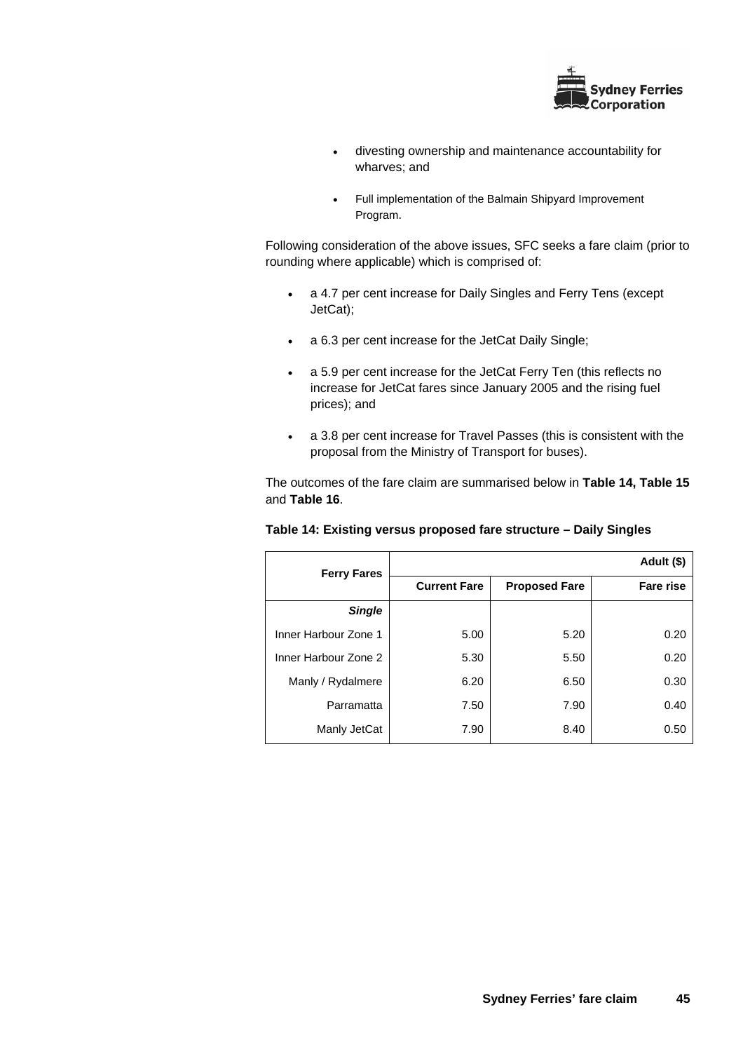- divesting ownership and maintenance accountability for wharves; and
- Full implementation of the Balmain Shipyard Improvement Program.

Following consideration of the above issues, SFC seeks a fare claim (prior to rounding where applicable) which is comprised of:

- a 4.7 per cent increase for Daily Singles and Ferry Tens (except JetCat);
- a 6.3 per cent increase for the JetCat Daily Single;
- a 5.9 per cent increase for the JetCat Ferry Ten (this reflects no increase for JetCat fares since January 2005 and the rising fuel prices); and
- a 3.8 per cent increase for Travel Passes (this is consistent with the proposal from the Ministry of Transport for buses).

The outcomes of the fare claim are summarised below in **Table 14, Table 15** and **Table 16**.

**Table 14: Existing versus proposed fare structure – Daily Singles**

| Ferry Fares | Adult ($) | | |
|---|---|---|---|
| | **Current Fare** | **Proposed Fare** | **Fare rise** |
| ***Single*** | | | |
| Inner Harbour Zone 1 | 5.00 | 5.20 | 0.20 |
| Inner Harbour Zone 2 | 5.30 | 5.50 | 0.20 |
| Manly / Rydalmere | 6.20 | 6.50 | 0.30 |
| Parramatta | 7.50 | 7.90 | 0.40 |
| Manly JetCat | 7.90 | 8.40 | 0.50 |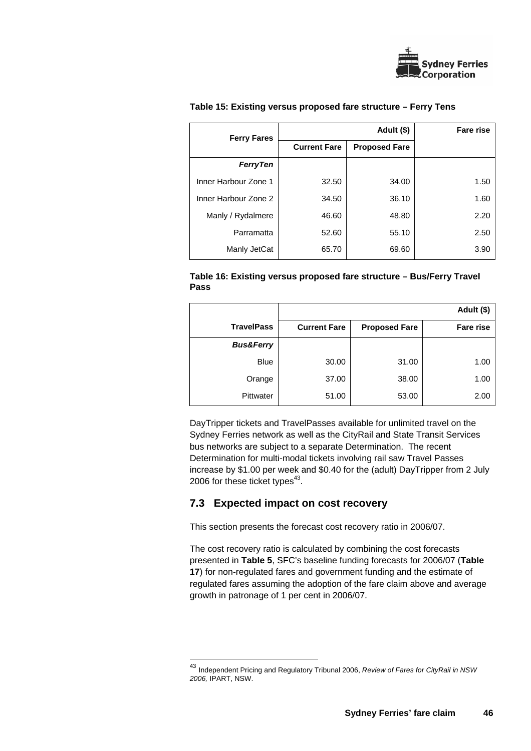**Table 15: Existing versus proposed fare structure – Ferry Tens**

| Ferry Fares | Adult ($) | | Fare rise |
|---|---|---|---|
| | Current Fare | Proposed Fare | |
| ***FerryTen*** | | | |
| Inner Harbour Zone 1 | 32.50 | 34.00 | 1.50 |
| Inner Harbour Zone 2 | 34.50 | 36.10 | 1.60 |
| Manly / Rydalmere | 46.60 | 48.80 | 2.20 |
| Parramatta | 52.60 | 55.10 | 2.50 |
| Manly JetCat | 65.70 | 69.60 | 3.90 |

**Table 16: Existing versus proposed fare structure – Bus/Ferry Travel Pass**

| | Adult ($) | | |
|---|---|---|---|
| **TravelPass** | **Current Fare** | **Proposed Fare** | **Fare rise** |
| ***Bus&Ferry*** | | | |
| Blue | 30.00 | 31.00 | 1.00 |
| Orange | 37.00 | 38.00 | 1.00 |
| Pittwater | 51.00 | 53.00 | 2.00 |

DayTripper tickets and TravelPasses available for unlimited travel on the Sydney Ferries network as well as the CityRail and State Transit Services bus networks are subject to a separate Determination. The recent Determination for multi-modal tickets involving rail saw Travel Passes increase by $1.00 per week and $0.40 for the (adult) DayTripper from 2 July 2006 for these ticket types[43].

## 7.3 Expected impact on cost recovery

This section presents the forecast cost recovery ratio in 2006/07.

The cost recovery ratio is calculated by combining the cost forecasts presented in **Table 5**, SFC's baseline funding forecasts for 2006/07 (**Table 17**) for non-regulated fares and government funding and the estimate of regulated fares assuming the adoption of the fare claim above and average growth in patronage of 1 per cent in 2006/07.

[43] Independent Pricing and Regulatory Tribunal 2006, *Review of Fares for CityRail in NSW 2006,* IPART, NSW.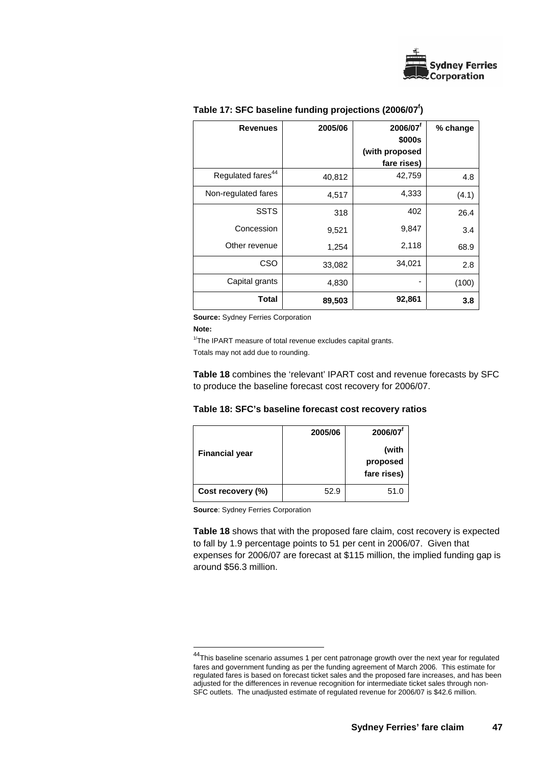**Table 17: SFC baseline funding projections (2006/07[f])**

| Revenues | 2005/06 | 2006/07[f] \$000s (with proposed fare rises) | % change |
|---|---|---|---|
| Regulated fares[44] | 40,812 | 42,759 | 4.8 |
| Non-regulated fares | 4,517 | 4,333 | (4.1) |
| SSTS | 318 | 402 | 26.4 |
| Concession | 9,521 | 9,847 | 3.4 |
| Other revenue | 1,254 | 2,118 | 68.9 |
| CSO | 33,082 | 34,021 | 2.8 |
| Capital grants | 4,830 | - | (100) |
| **Total** | **89,503** | **92,861** | **3.8** |

**Source:** Sydney Ferries Corporation

**Note:**

[1/]The IPART measure of total revenue excludes capital grants.

Totals may not add due to rounding.

**Table 18** combines the 'relevant' IPART cost and revenue forecasts by SFC to produce the baseline forecast cost recovery for 2006/07.

**Table 18: SFC's baseline forecast cost recovery ratios**

| Financial year | 2005/06 | 2006/07[f] (with proposed fare rises) |
|---|---|---|
| **Cost recovery (%)** | 52.9 | 51.0 |

**Source**: Sydney Ferries Corporation

**Table 18** shows that with the proposed fare claim, cost recovery is expected to fall by 1.9 percentage points to 51 per cent in 2006/07. Given that expenses for 2006/07 are forecast at \$115 million, the implied funding gap is around \$56.3 million.

---

[44]This baseline scenario assumes 1 per cent patronage growth over the next year for regulated fares and government funding as per the funding agreement of March 2006. This estimate for regulated fares is based on forecast ticket sales and the proposed fare increases, and has been adjusted for the differences in revenue recognition for intermediate ticket sales through non-SFC outlets. The unadjusted estimate of regulated revenue for 2006/07 is \$42.6 million.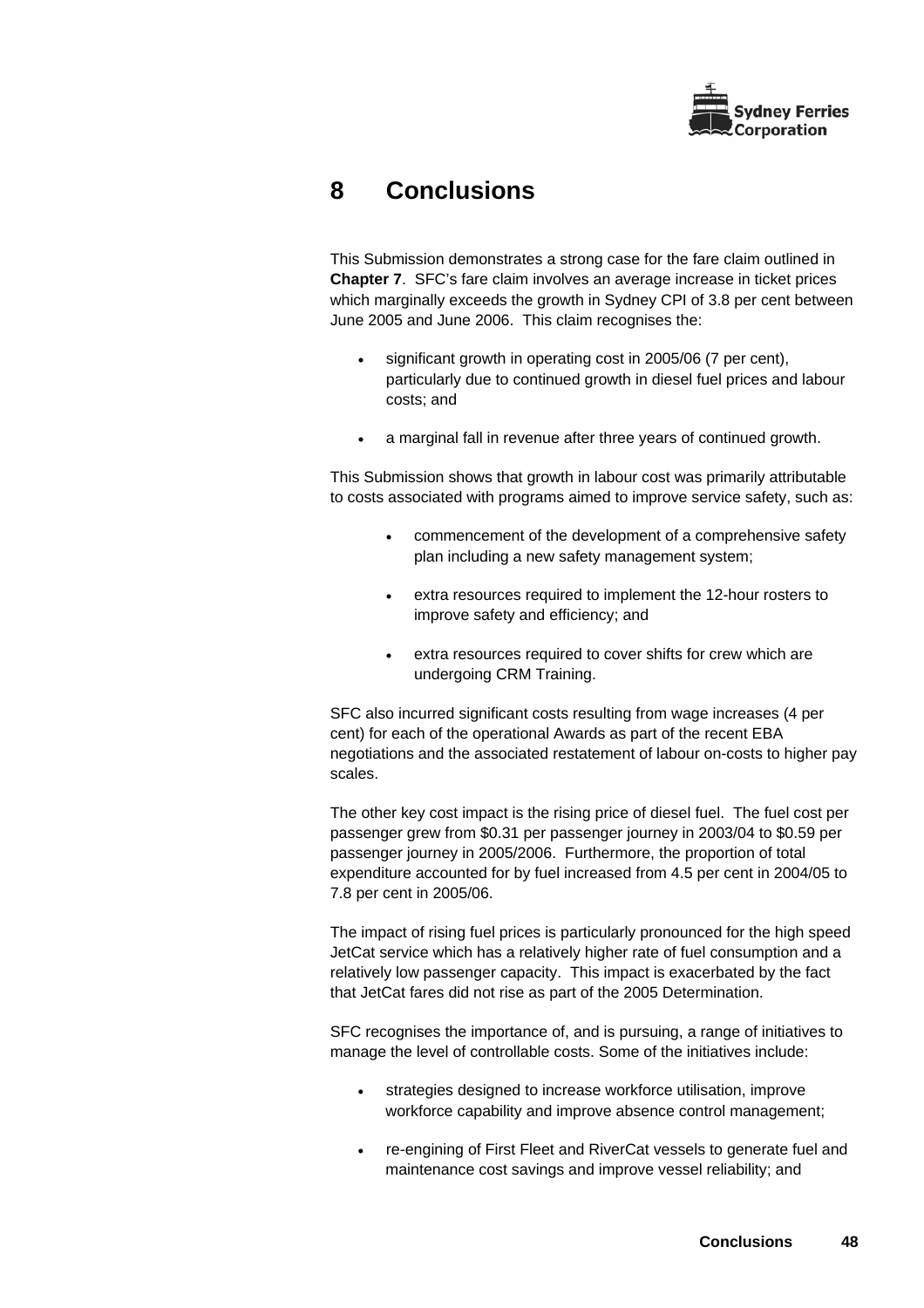# 8 Conclusions

This Submission demonstrates a strong case for the fare claim outlined in **Chapter 7**. SFC's fare claim involves an average increase in ticket prices which marginally exceeds the growth in Sydney CPI of 3.8 per cent between June 2005 and June 2006. This claim recognises the:

- significant growth in operating cost in 2005/06 (7 per cent), particularly due to continued growth in diesel fuel prices and labour costs; and
- a marginal fall in revenue after three years of continued growth.

This Submission shows that growth in labour cost was primarily attributable to costs associated with programs aimed to improve service safety, such as:

- commencement of the development of a comprehensive safety plan including a new safety management system;
- extra resources required to implement the 12-hour rosters to improve safety and efficiency; and
- extra resources required to cover shifts for crew which are undergoing CRM Training.

SFC also incurred significant costs resulting from wage increases (4 per cent) for each of the operational Awards as part of the recent EBA negotiations and the associated restatement of labour on-costs to higher pay scales.

The other key cost impact is the rising price of diesel fuel. The fuel cost per passenger grew from $0.31 per passenger journey in 2003/04 to $0.59 per passenger journey in 2005/2006. Furthermore, the proportion of total expenditure accounted for by fuel increased from 4.5 per cent in 2004/05 to 7.8 per cent in 2005/06.

The impact of rising fuel prices is particularly pronounced for the high speed JetCat service which has a relatively higher rate of fuel consumption and a relatively low passenger capacity. This impact is exacerbated by the fact that JetCat fares did not rise as part of the 2005 Determination.

SFC recognises the importance of, and is pursuing, a range of initiatives to manage the level of controllable costs. Some of the initiatives include:

- strategies designed to increase workforce utilisation, improve workforce capability and improve absence control management;
- re-engining of First Fleet and RiverCat vessels to generate fuel and maintenance cost savings and improve vessel reliability; and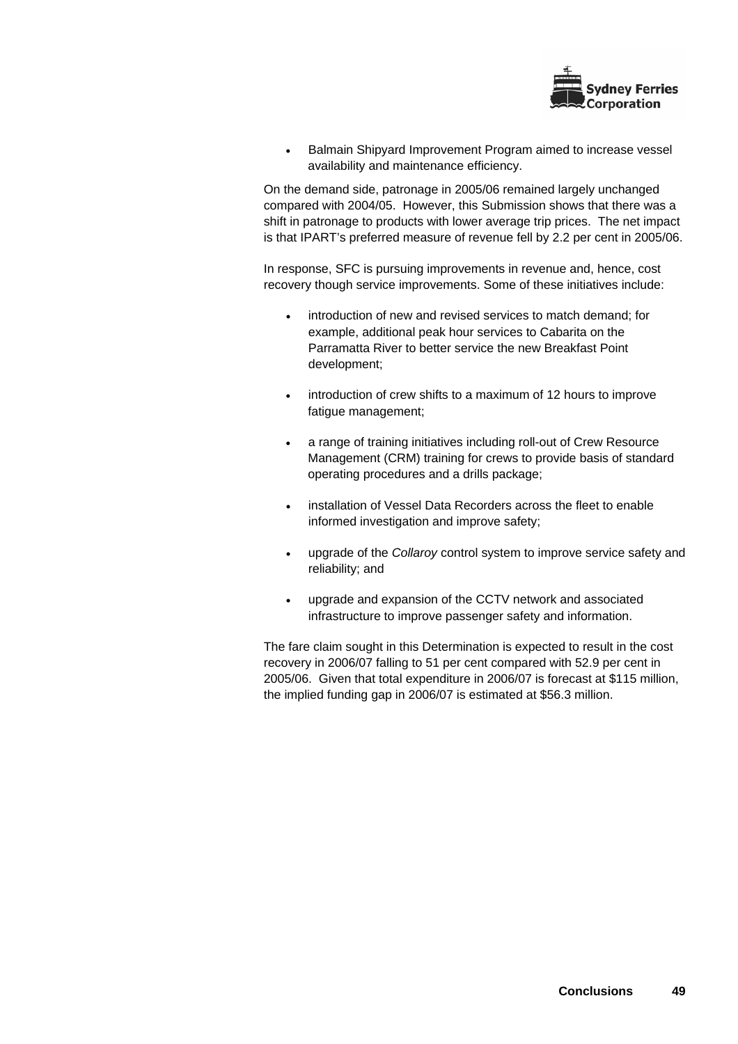- Balmain Shipyard Improvement Program aimed to increase vessel availability and maintenance efficiency.

On the demand side, patronage in 2005/06 remained largely unchanged compared with 2004/05. However, this Submission shows that there was a shift in patronage to products with lower average trip prices. The net impact is that IPART's preferred measure of revenue fell by 2.2 per cent in 2005/06.

In response, SFC is pursuing improvements in revenue and, hence, cost recovery though service improvements. Some of these initiatives include:

- introduction of new and revised services to match demand; for example, additional peak hour services to Cabarita on the Parramatta River to better service the new Breakfast Point development;
- introduction of crew shifts to a maximum of 12 hours to improve fatigue management;
- a range of training initiatives including roll-out of Crew Resource Management (CRM) training for crews to provide basis of standard operating procedures and a drills package;
- installation of Vessel Data Recorders across the fleet to enable informed investigation and improve safety;
- upgrade of the *Collaroy* control system to improve service safety and reliability; and
- upgrade and expansion of the CCTV network and associated infrastructure to improve passenger safety and information.

The fare claim sought in this Determination is expected to result in the cost recovery in 2006/07 falling to 51 per cent compared with 52.9 per cent in 2005/06. Given that total expenditure in 2006/07 is forecast at $115 million, the implied funding gap in 2006/07 is estimated at $56.3 million.